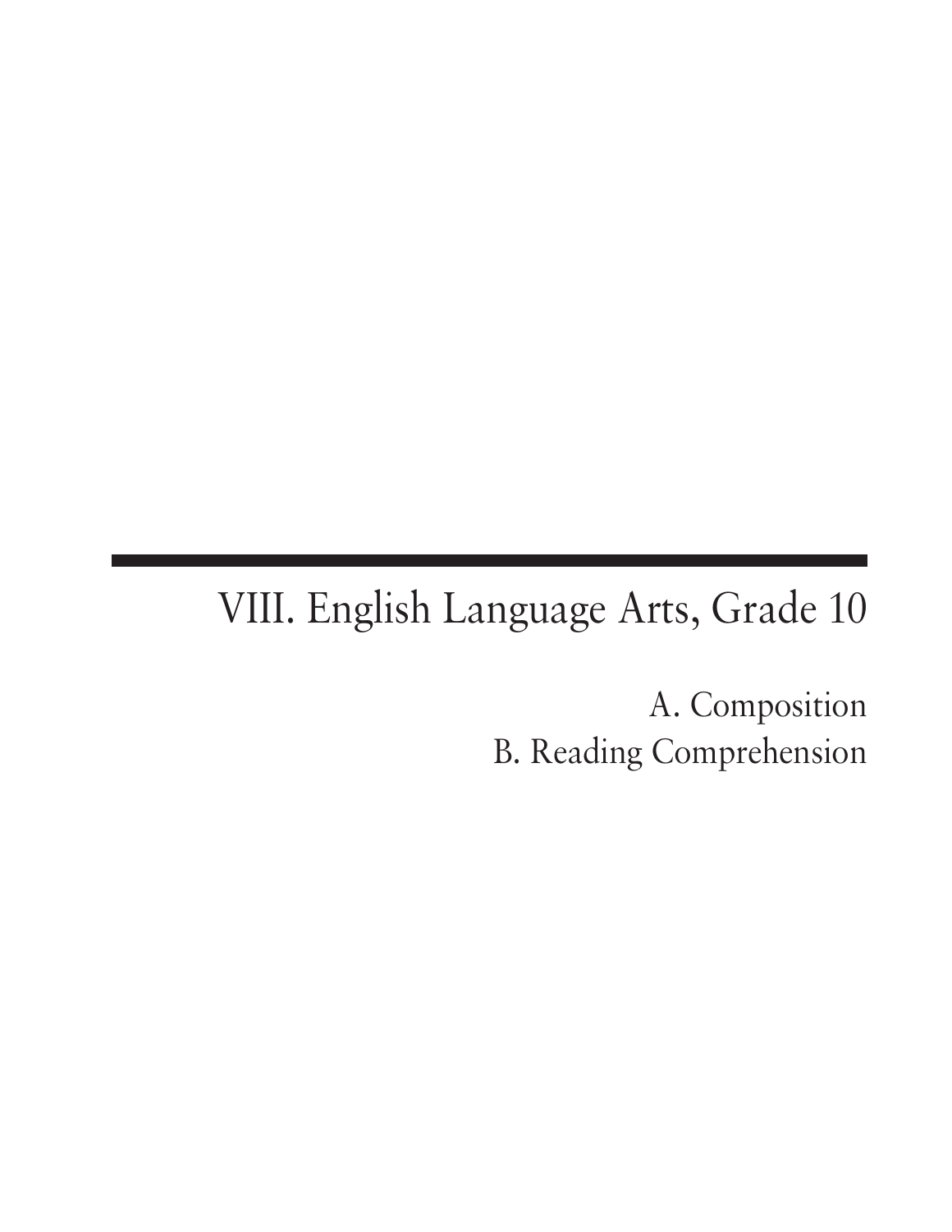# VIII. English Language Arts, Grade 10

A. Composition
B. Reading Comprehension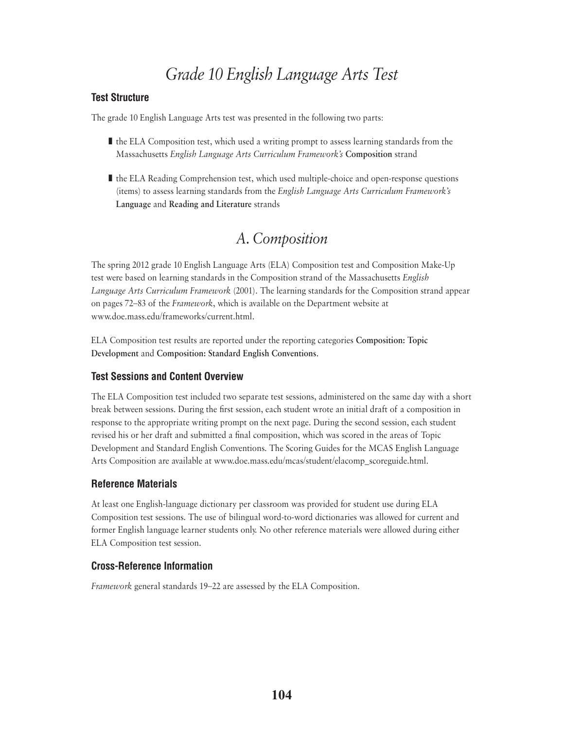# *Grade 10 English Language Arts Test*

### Test Structure

The grade 10 English Language Arts test was presented in the following two parts:

- the ELA Composition test, which used a writing prompt to assess learning standards from the Massachusetts *English Language Arts Curriculum Framework's* **Composition** strand
- the ELA Reading Comprehension test, which used multiple-choice and open-response questions (items) to assess learning standards from the *English Language Arts Curriculum Framework's* **Language** and **Reading and Literature** strands

## *A. Composition*

The spring 2012 grade 10 English Language Arts (ELA) Composition test and Composition Make-Up test were based on learning standards in the Composition strand of the Massachusetts *English Language Arts Curriculum Framework* (2001). The learning standards for the Composition strand appear on pages 72–83 of the *Framework*, which is available on the Department website at www.doe.mass.edu/frameworks/current.html.

ELA Composition test results are reported under the reporting categories **Composition: Topic Development** and **Composition: Standard English Conventions**.

### Test Sessions and Content Overview

The ELA Composition test included two separate test sessions, administered on the same day with a short break between sessions. During the first session, each student wrote an initial draft of a composition in response to the appropriate writing prompt on the next page. During the second session, each student revised his or her draft and submitted a final composition, which was scored in the areas of Topic Development and Standard English Conventions. The Scoring Guides for the MCAS English Language Arts Composition are available at www.doe.mass.edu/mcas/student/elacomp_scoreguide.html.

### Reference Materials

At least one English-language dictionary per classroom was provided for student use during ELA Composition test sessions. The use of bilingual word-to-word dictionaries was allowed for current and former English language learner students only. No other reference materials were allowed during either ELA Composition test session.

### Cross-Reference Information

*Framework* general standards 19–22 are assessed by the ELA Composition.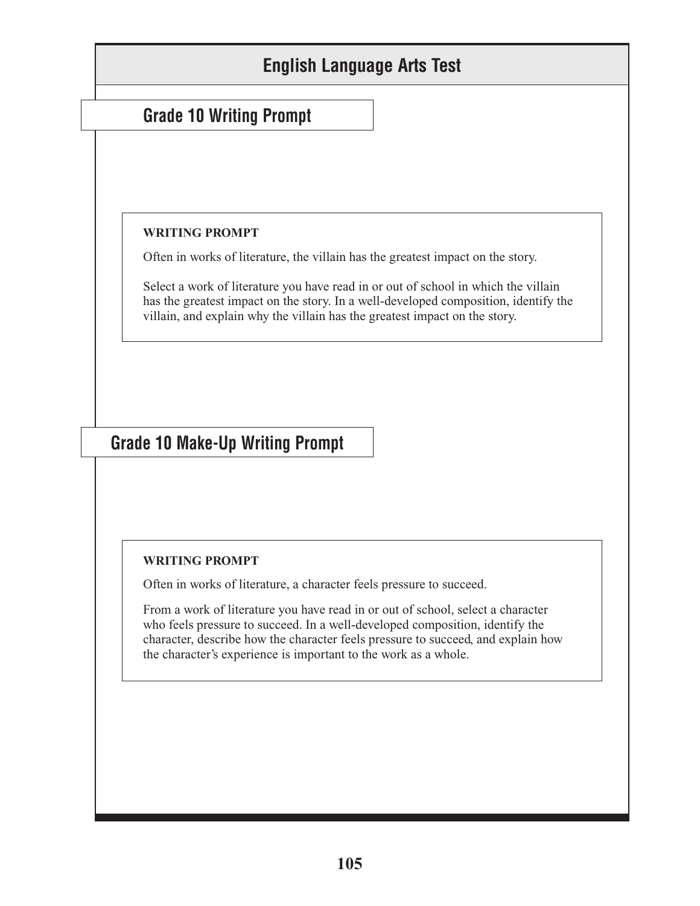# English Language Arts Test

## Grade 10 Writing Prompt

**WRITING PROMPT**

Often in works of literature, the villain has the greatest impact on the story.

Select a work of literature you have read in or out of school in which the villain has the greatest impact on the story. In a well-developed composition, identify the villain, and explain why the villain has the greatest impact on the story.

## Grade 10 Make-Up Writing Prompt

**WRITING PROMPT**

Often in works of literature, a character feels pressure to succeed.

From a work of literature you have read in or out of school, select a character who feels pressure to succeed. In a well-developed composition, identify the character, describe how the character feels pressure to succeed, and explain how the character's experience is important to the work as a whole.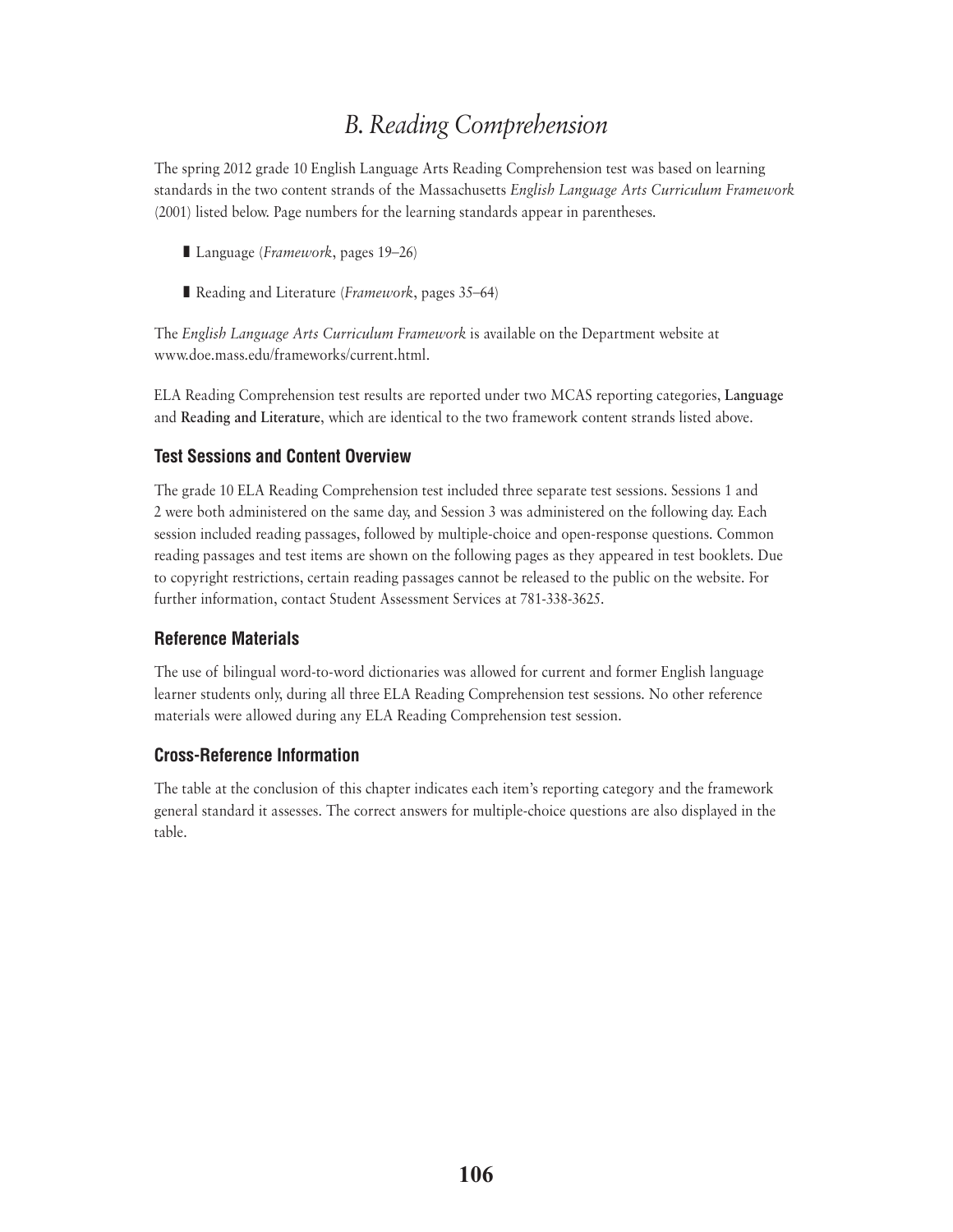# *B. Reading Comprehension*

The spring 2012 grade 10 English Language Arts Reading Comprehension test was based on learning standards in the two content strands of the Massachusetts *English Language Arts Curriculum Framework* (2001) listed below. Page numbers for the learning standards appear in parentheses.

- Language (*Framework*, pages 19–26)
- Reading and Literature (*Framework*, pages 35–64)

The *English Language Arts Curriculum Framework* is available on the Department website at www.doe.mass.edu/frameworks/current.html.

ELA Reading Comprehension test results are reported under two MCAS reporting categories, **Language** and **Reading and Literature**, which are identical to the two framework content strands listed above.

## Test Sessions and Content Overview

The grade 10 ELA Reading Comprehension test included three separate test sessions. Sessions 1 and 2 were both administered on the same day, and Session 3 was administered on the following day. Each session included reading passages, followed by multiple-choice and open-response questions. Common reading passages and test items are shown on the following pages as they appeared in test booklets. Due to copyright restrictions, certain reading passages cannot be released to the public on the website. For further information, contact Student Assessment Services at 781-338-3625.

## Reference Materials

The use of bilingual word-to-word dictionaries was allowed for current and former English language learner students only, during all three ELA Reading Comprehension test sessions. No other reference materials were allowed during any ELA Reading Comprehension test session.

## Cross-Reference Information

The table at the conclusion of this chapter indicates each item's reporting category and the framework general standard it assesses. The correct answers for multiple-choice questions are also displayed in the table.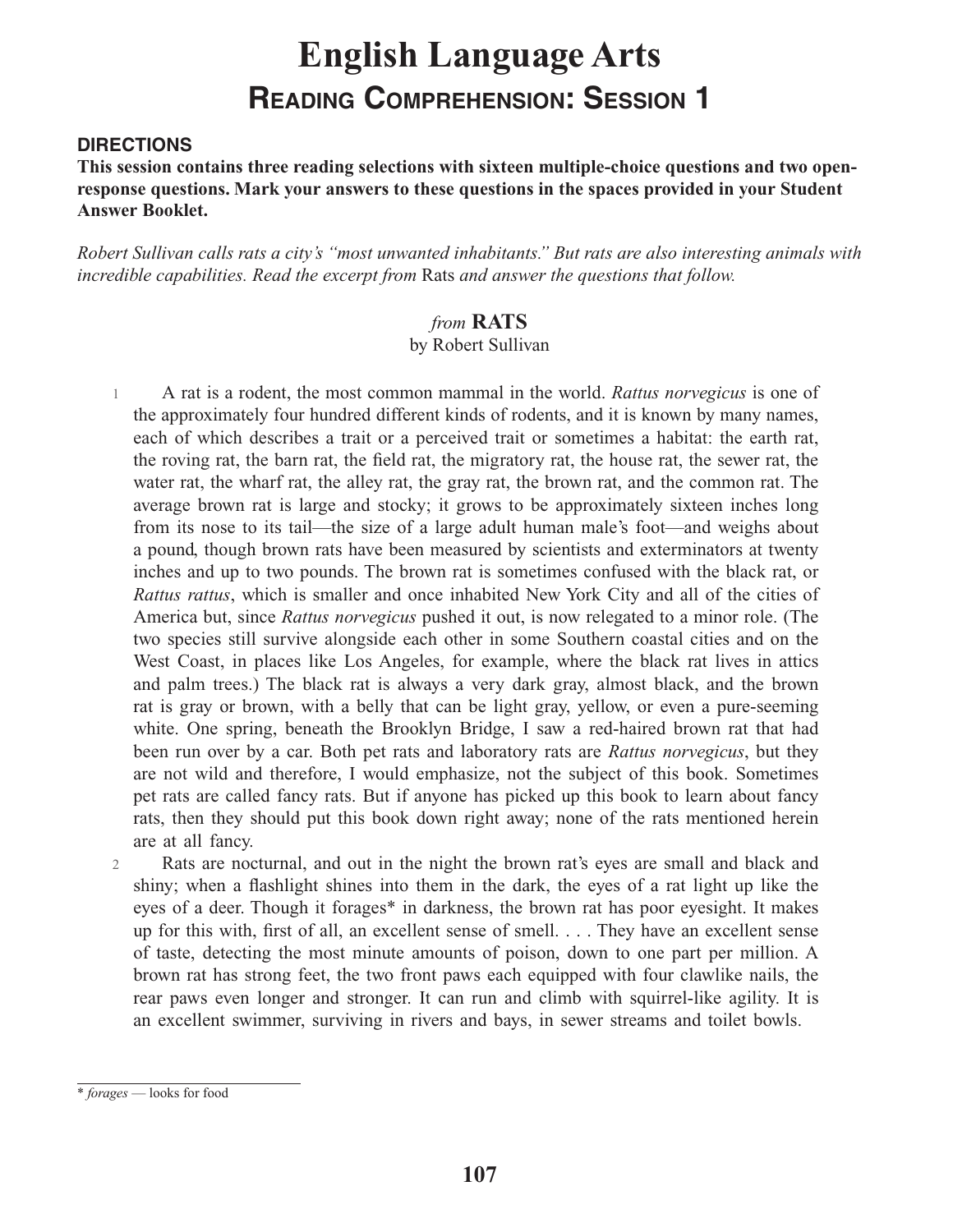# English Language Arts

## Reading Comprehension: Session 1

### DIRECTIONS

**This session contains three reading selections with sixteen multiple-choice questions and two open-response questions. Mark your answers to these questions in the spaces provided in your Student Answer Booklet.**

*Robert Sullivan calls rats a city's "most unwanted inhabitants." But rats are also interesting animals with incredible capabilities. Read the excerpt from* Rats *and answer the questions that follow.*

### *from* RATS

by Robert Sullivan

1 A rat is a rodent, the most common mammal in the world. *Rattus norvegicus* is one of the approximately four hundred different kinds of rodents, and it is known by many names, each of which describes a trait or a perceived trait or sometimes a habitat: the earth rat, the roving rat, the barn rat, the field rat, the migratory rat, the house rat, the sewer rat, the water rat, the wharf rat, the alley rat, the gray rat, the brown rat, and the common rat. The average brown rat is large and stocky; it grows to be approximately sixteen inches long from its nose to its tail—the size of a large adult human male's foot—and weighs about a pound, though brown rats have been measured by scientists and exterminators at twenty inches and up to two pounds. The brown rat is sometimes confused with the black rat, or *Rattus rattus*, which is smaller and once inhabited New York City and all of the cities of America but, since *Rattus norvegicus* pushed it out, is now relegated to a minor role. (The two species still survive alongside each other in some Southern coastal cities and on the West Coast, in places like Los Angeles, for example, where the black rat lives in attics and palm trees.) The black rat is always a very dark gray, almost black, and the brown rat is gray or brown, with a belly that can be light gray, yellow, or even a pure-seeming white. One spring, beneath the Brooklyn Bridge, I saw a red-haired brown rat that had been run over by a car. Both pet rats and laboratory rats are *Rattus norvegicus*, but they are not wild and therefore, I would emphasize, not the subject of this book. Sometimes pet rats are called fancy rats. But if anyone has picked up this book to learn about fancy rats, then they should put this book down right away; none of the rats mentioned herein are at all fancy.

2 Rats are nocturnal, and out in the night the brown rat's eyes are small and black and shiny; when a flashlight shines into them in the dark, the eyes of a rat light up like the eyes of a deer. Though it forages* in darkness, the brown rat has poor eyesight. It makes up for this with, first of all, an excellent sense of smell. . . . They have an excellent sense of taste, detecting the most minute amounts of poison, down to one part per million. A brown rat has strong feet, the two front paws each equipped with four clawlike nails, the rear paws even longer and stronger. It can run and climb with squirrel-like agility. It is an excellent swimmer, surviving in rivers and bays, in sewer streams and toilet bowls.

---

\* *forages* — looks for food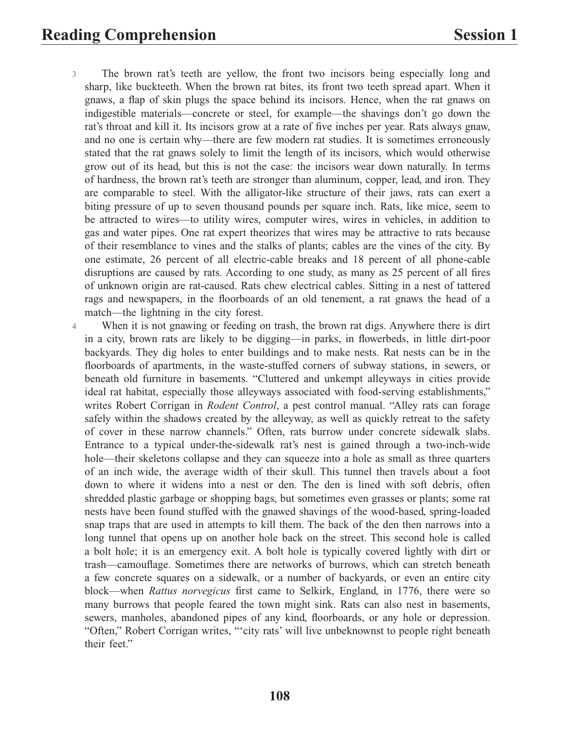3 The brown rat's teeth are yellow, the front two incisors being especially long and sharp, like buckteeth. When the brown rat bites, its front two teeth spread apart. When it gnaws, a flap of skin plugs the space behind its incisors. Hence, when the rat gnaws on indigestible materials—concrete or steel, for example—the shavings don't go down the rat's throat and kill it. Its incisors grow at a rate of five inches per year. Rats always gnaw, and no one is certain why—there are few modern rat studies. It is sometimes erroneously stated that the rat gnaws solely to limit the length of its incisors, which would otherwise grow out of its head, but this is not the case: the incisors wear down naturally. In terms of hardness, the brown rat's teeth are stronger than aluminum, copper, lead, and iron. They are comparable to steel. With the alligator-like structure of their jaws, rats can exert a biting pressure of up to seven thousand pounds per square inch. Rats, like mice, seem to be attracted to wires—to utility wires, computer wires, wires in vehicles, in addition to gas and water pipes. One rat expert theorizes that wires may be attractive to rats because of their resemblance to vines and the stalks of plants; cables are the vines of the city. By one estimate, 26 percent of all electric-cable breaks and 18 percent of all phone-cable disruptions are caused by rats. According to one study, as many as 25 percent of all fires of unknown origin are rat-caused. Rats chew electrical cables. Sitting in a nest of tattered rags and newspapers, in the floorboards of an old tenement, a rat gnaws the head of a match—the lightning in the city forest.

4 When it is not gnawing or feeding on trash, the brown rat digs. Anywhere there is dirt in a city, brown rats are likely to be digging—in parks, in flowerbeds, in little dirt-poor backyards. They dig holes to enter buildings and to make nests. Rat nests can be in the floorboards of apartments, in the waste-stuffed corners of subway stations, in sewers, or beneath old furniture in basements. "Cluttered and unkempt alleyways in cities provide ideal rat habitat, especially those alleyways associated with food-serving establishments," writes Robert Corrigan in *Rodent Control*, a pest control manual. "Alley rats can forage safely within the shadows created by the alleyway, as well as quickly retreat to the safety of cover in these narrow channels." Often, rats burrow under concrete sidewalk slabs. Entrance to a typical under-the-sidewalk rat's nest is gained through a two-inch-wide hole—their skeletons collapse and they can squeeze into a hole as small as three quarters of an inch wide, the average width of their skull. This tunnel then travels about a foot down to where it widens into a nest or den. The den is lined with soft debris, often shredded plastic garbage or shopping bags, but sometimes even grasses or plants; some rat nests have been found stuffed with the gnawed shavings of the wood-based, spring-loaded snap traps that are used in attempts to kill them. The back of the den then narrows into a long tunnel that opens up on another hole back on the street. This second hole is called a bolt hole; it is an emergency exit. A bolt hole is typically covered lightly with dirt or trash—camouflage. Sometimes there are networks of burrows, which can stretch beneath a few concrete squares on a sidewalk, or a number of backyards, or even an entire city block—when *Rattus norvegicus* first came to Selkirk, England, in 1776, there were so many burrows that people feared the town might sink. Rats can also nest in basements, sewers, manholes, abandoned pipes of any kind, floorboards, or any hole or depression. "Often," Robert Corrigan writes, "'city rats' will live unbeknownst to people right beneath their feet."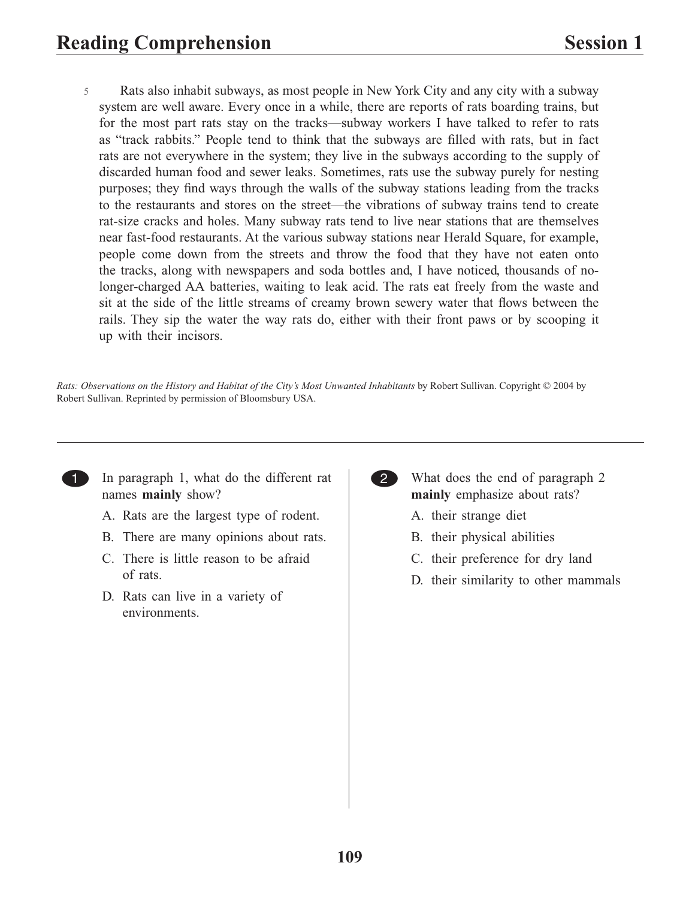5 Rats also inhabit subways, as most people in New York City and any city with a subway system are well aware. Every once in a while, there are reports of rats boarding trains, but for the most part rats stay on the tracks—subway workers I have talked to refer to rats as "track rabbits." People tend to think that the subways are filled with rats, but in fact rats are not everywhere in the system; they live in the subways according to the supply of discarded human food and sewer leaks. Sometimes, rats use the subway purely for nesting purposes; they find ways through the walls of the subway stations leading from the tracks to the restaurants and stores on the street—the vibrations of subway trains tend to create rat-size cracks and holes. Many subway rats tend to live near stations that are themselves near fast-food restaurants. At the various subway stations near Herald Square, for example, people come down from the streets and throw the food that they have not eaten onto the tracks, along with newspapers and soda bottles and, I have noticed, thousands of no-longer-charged AA batteries, waiting to leak acid. The rats eat freely from the waste and sit at the side of the little streams of creamy brown sewery water that flows between the rails. They sip the water the way rats do, either with their front paws or by scooping it up with their incisors.

*Rats: Observations on the History and Habitat of the City's Most Unwanted Inhabitants* by Robert Sullivan. Copyright © 2004 by Robert Sullivan. Reprinted by permission of Bloomsbury USA.

---

**1** In paragraph 1, what do the different rat names **mainly** show?

A. Rats are the largest type of rodent.

B. There are many opinions about rats.

C. There is little reason to be afraid of rats.

D. Rats can live in a variety of environments.

**2** What does the end of paragraph 2 **mainly** emphasize about rats?

A. their strange diet

B. their physical abilities

C. their preference for dry land

D. their similarity to other mammals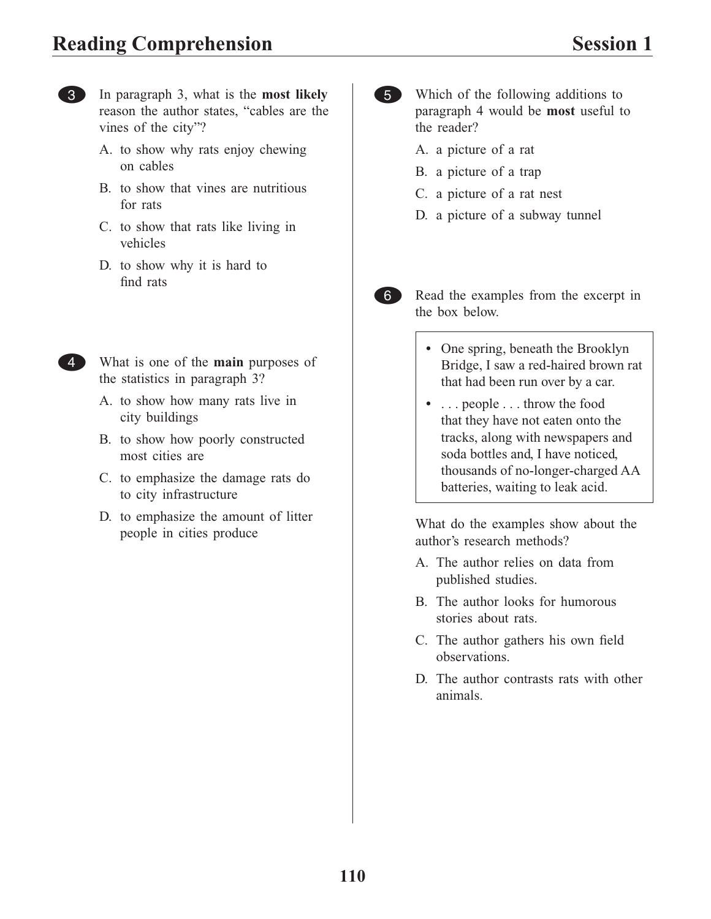## Reading Comprehension — Session 1

**3** In paragraph 3, what is the **most likely** reason the author states, "cables are the vines of the city"?

A. to show why rats enjoy chewing on cables

B. to show that vines are nutritious for rats

C. to show that rats like living in vehicles

D. to show why it is hard to find rats

**4** What is one of the **main** purposes of the statistics in paragraph 3?

A. to show how many rats live in city buildings

B. to show how poorly constructed most cities are

C. to emphasize the damage rats do to city infrastructure

D. to emphasize the amount of litter people in cities produce

**5** Which of the following additions to paragraph 4 would be **most** useful to the reader?

A. a picture of a rat

B. a picture of a trap

C. a picture of a rat nest

D. a picture of a subway tunnel

**6** Read the examples from the excerpt in the box below.

> - One spring, beneath the Brooklyn Bridge, I saw a red-haired brown rat that had been run over by a car.
> - . . . people . . . throw the food that they have not eaten onto the tracks, along with newspapers and soda bottles and, I have noticed, thousands of no-longer-charged AA batteries, waiting to leak acid.

What do the examples show about the author's research methods?

A. The author relies on data from published studies.

B. The author looks for humorous stories about rats.

C. The author gathers his own field observations.

D. The author contrasts rats with other animals.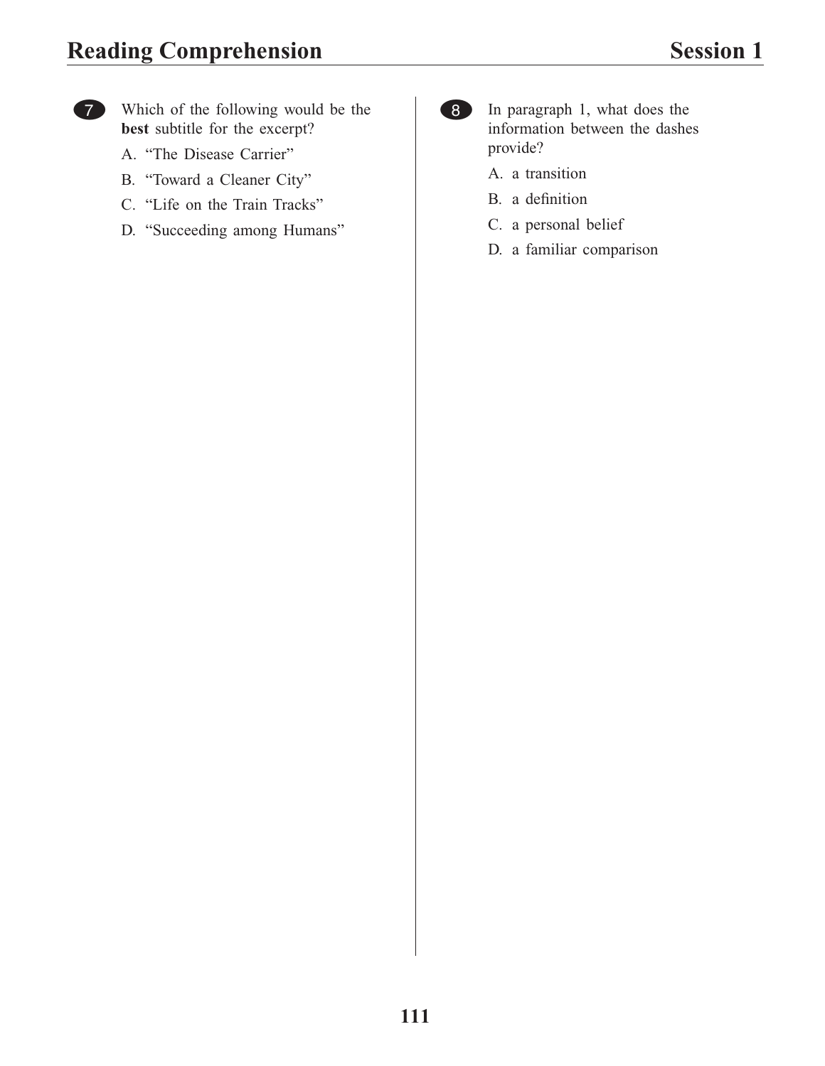7. Which of the following would be the **best** subtitle for the excerpt?

   A. “The Disease Carrier”

   B. “Toward a Cleaner City”

   C. “Life on the Train Tracks”

   D. “Succeeding among Humans”

8. In paragraph 1, what does the information between the dashes provide?

   A. a transition

   B. a definition

   C. a personal belief

   D. a familiar comparison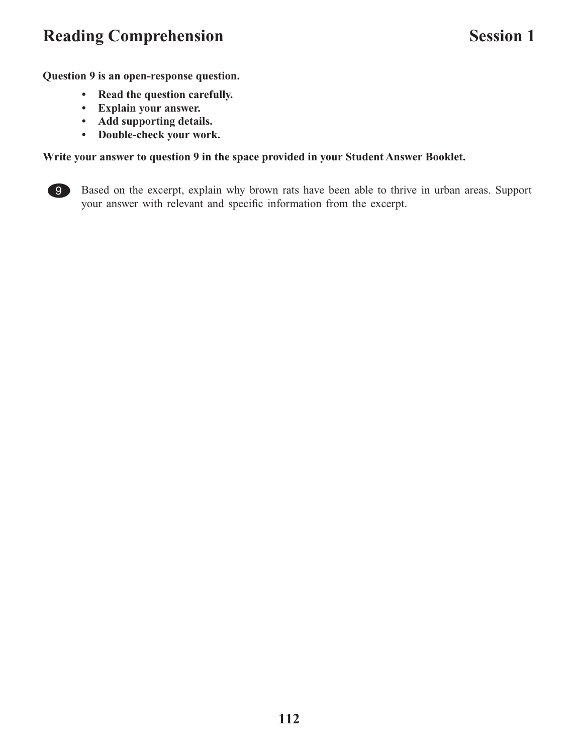# Reading Comprehension — Session 1

**Question 9 is an open-response question.**

- **Read the question carefully.**
- **Explain your answer.**
- **Add supporting details.**
- **Double-check your work.**

**Write your answer to question 9 in the space provided in your Student Answer Booklet.**

9. Based on the excerpt, explain why brown rats have been able to thrive in urban areas. Support your answer with relevant and specific information from the excerpt.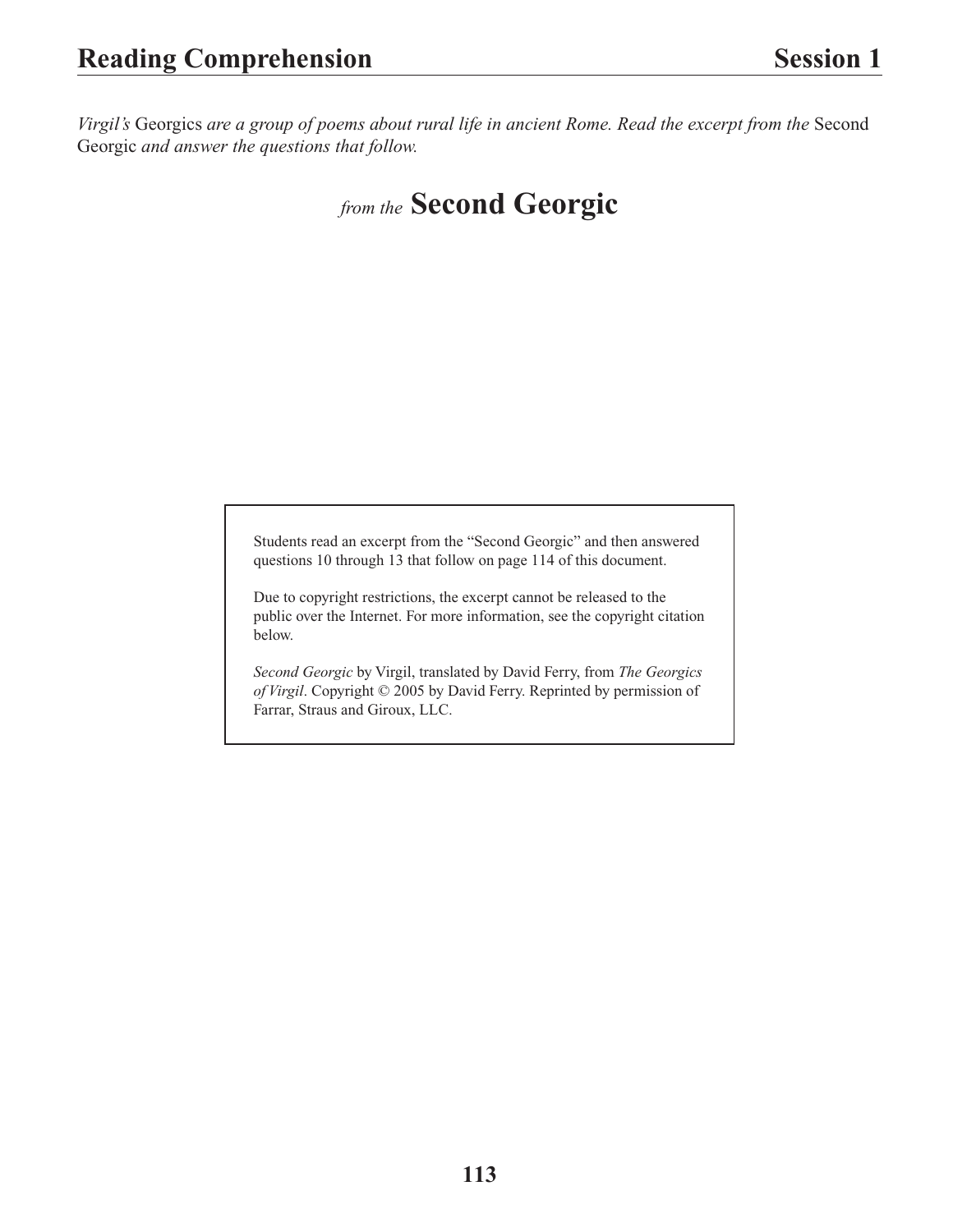*Virgil's* Georgics *are a group of poems about rural life in ancient Rome. Read the excerpt from the* Second Georgic *and answer the questions that follow.*

# *from the* Second Georgic

Students read an excerpt from the "Second Georgic" and then answered questions 10 through 13 that follow on page 114 of this document.

Due to copyright restrictions, the excerpt cannot be released to the public over the Internet. For more information, see the copyright citation below.

*Second Georgic* by Virgil, translated by David Ferry, from *The Georgics of Virgil*. Copyright © 2005 by David Ferry. Reprinted by permission of Farrar, Straus and Giroux, LLC.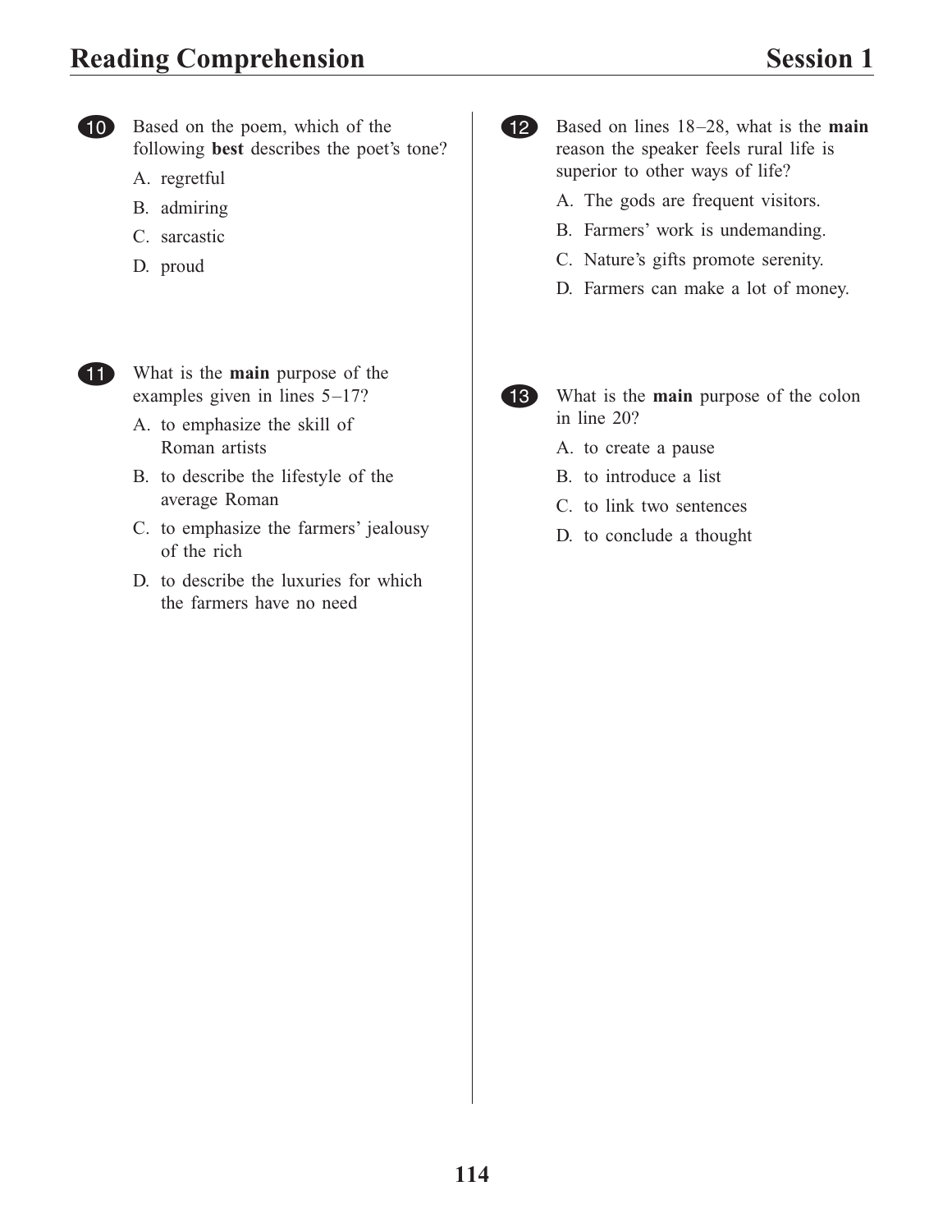**10** Based on the poem, which of the following **best** describes the poet's tone?

A. regretful

B. admiring

C. sarcastic

D. proud

**11** What is the **main** purpose of the examples given in lines 5–17?

A. to emphasize the skill of Roman artists

B. to describe the lifestyle of the average Roman

C. to emphasize the farmers' jealousy of the rich

D. to describe the luxuries for which the farmers have no need

**12** Based on lines 18–28, what is the **main** reason the speaker feels rural life is superior to other ways of life?

A. The gods are frequent visitors.

B. Farmers' work is undemanding.

C. Nature's gifts promote serenity.

D. Farmers can make a lot of money.

**13** What is the **main** purpose of the colon in line 20?

A. to create a pause

B. to introduce a list

C. to link two sentences

D. to conclude a thought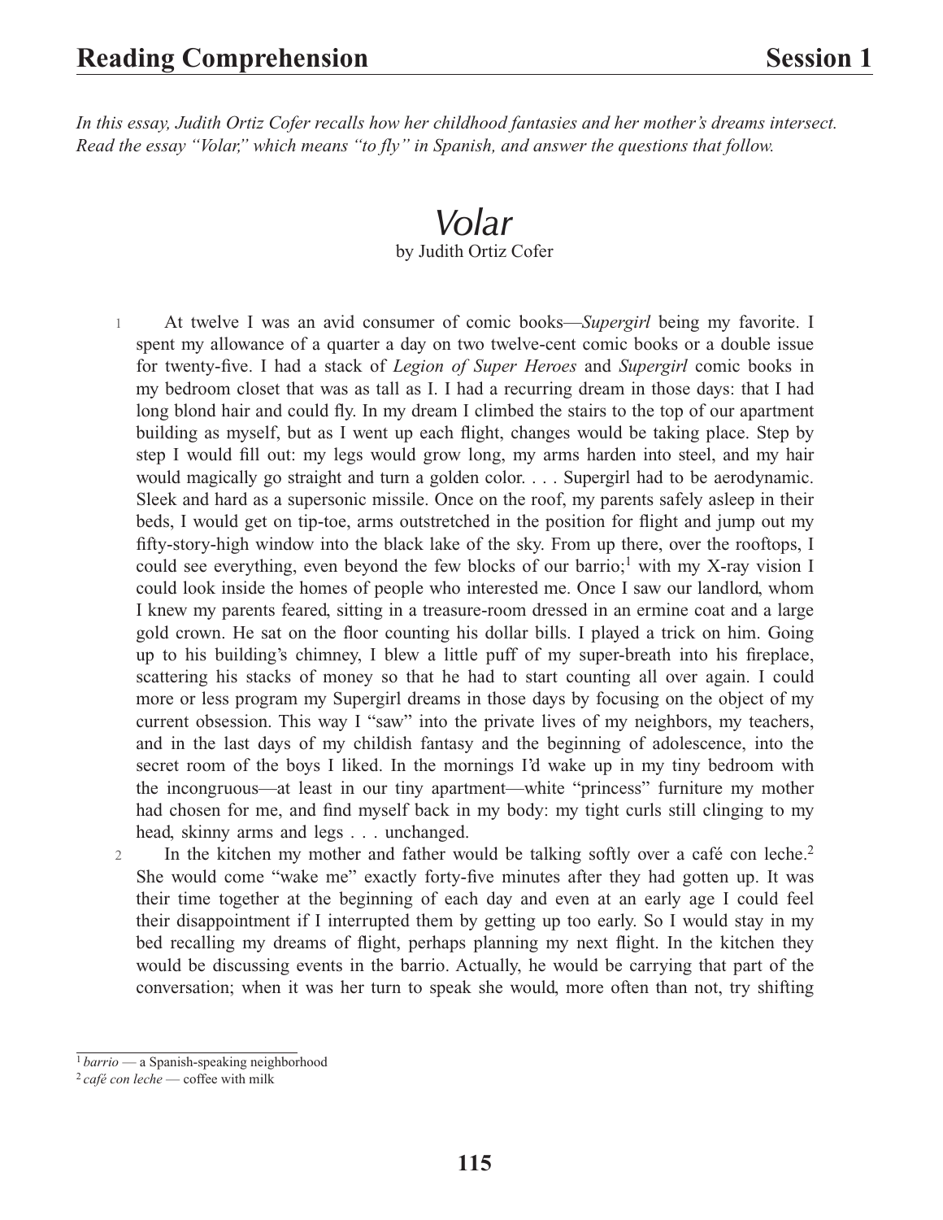*In this essay, Judith Ortiz Cofer recalls how her childhood fantasies and her mother's dreams intersect. Read the essay "Volar," which means "to fly" in Spanish, and answer the questions that follow.*

# *Volar*

by Judith Ortiz Cofer

1 At twelve I was an avid consumer of comic books—*Supergirl* being my favorite. I spent my allowance of a quarter a day on two twelve-cent comic books or a double issue for twenty-five. I had a stack of *Legion of Super Heroes* and *Supergirl* comic books in my bedroom closet that was as tall as I. I had a recurring dream in those days: that I had long blond hair and could fly. In my dream I climbed the stairs to the top of our apartment building as myself, but as I went up each flight, changes would be taking place. Step by step I would fill out: my legs would grow long, my arms harden into steel, and my hair would magically go straight and turn a golden color. . . . Supergirl had to be aerodynamic. Sleek and hard as a supersonic missile. Once on the roof, my parents safely asleep in their beds, I would get on tip-toe, arms outstretched in the position for flight and jump out my fifty-story-high window into the black lake of the sky. From up there, over the rooftops, I could see everything, even beyond the few blocks of our barrio;[1] with my X-ray vision I could look inside the homes of people who interested me. Once I saw our landlord, whom I knew my parents feared, sitting in a treasure-room dressed in an ermine coat and a large gold crown. He sat on the floor counting his dollar bills. I played a trick on him. Going up to his building's chimney, I blew a little puff of my super-breath into his fireplace, scattering his stacks of money so that he had to start counting all over again. I could more or less program my Supergirl dreams in those days by focusing on the object of my current obsession. This way I "saw" into the private lives of my neighbors, my teachers, and in the last days of my childish fantasy and the beginning of adolescence, into the secret room of the boys I liked. In the mornings I'd wake up in my tiny bedroom with the incongruous—at least in our tiny apartment—white "princess" furniture my mother had chosen for me, and find myself back in my body: my tight curls still clinging to my head, skinny arms and legs . . . unchanged.

2 In the kitchen my mother and father would be talking softly over a café con leche.[2] She would come "wake me" exactly forty-five minutes after they had gotten up. It was their time together at the beginning of each day and even at an early age I could feel their disappointment if I interrupted them by getting up too early. So I would stay in my bed recalling my dreams of flight, perhaps planning my next flight. In the kitchen they would be discussing events in the barrio. Actually, he would be carrying that part of the conversation; when it was her turn to speak she would, more often than not, try shifting

---

[1] *barrio* — a Spanish-speaking neighborhood

[2] *café con leche* — coffee with milk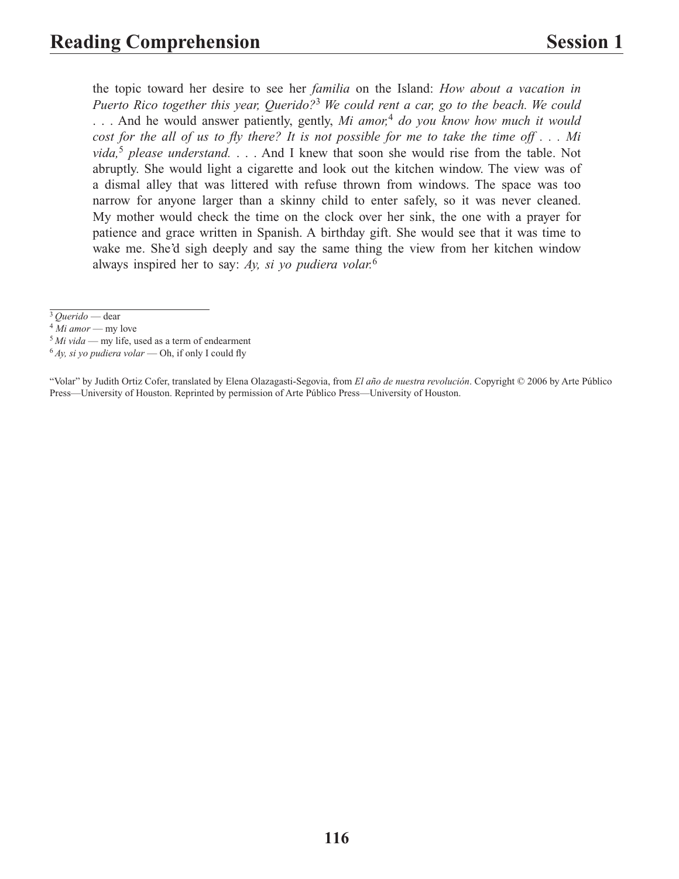the topic toward her desire to see her *familia* on the Island: *How about a vacation in Puerto Rico together this year, Querido?*[3] *We could rent a car, go to the beach. We could* . . . And he would answer patiently, gently, *Mi amor,*[4] *do you know how much it would cost for the all of us to fly there? It is not possible for me to take the time off . . . Mi vida,*[5] *please understand.* . . . And I knew that soon she would rise from the table. Not abruptly. She would light a cigarette and look out the kitchen window. The view was of a dismal alley that was littered with refuse thrown from windows. The space was too narrow for anyone larger than a skinny child to enter safely, so it was never cleaned. My mother would check the time on the clock over her sink, the one with a prayer for patience and grace written in Spanish. A birthday gift. She would see that it was time to wake me. She'd sigh deeply and say the same thing the view from her kitchen window always inspired her to say: *Ay, si yo pudiera volar.*[6]

---

[3] *Querido* — dear

[4] *Mi amor* — my love

[5] *Mi vida* — my life, used as a term of endearment

[6] *Ay, si yo pudiera volar* — Oh, if only I could fly

"Volar" by Judith Ortiz Cofer, translated by Elena Olazagasti-Segovia, from *El año de nuestra revolución*. Copyright © 2006 by Arte Público Press—University of Houston. Reprinted by permission of Arte Público Press—University of Houston.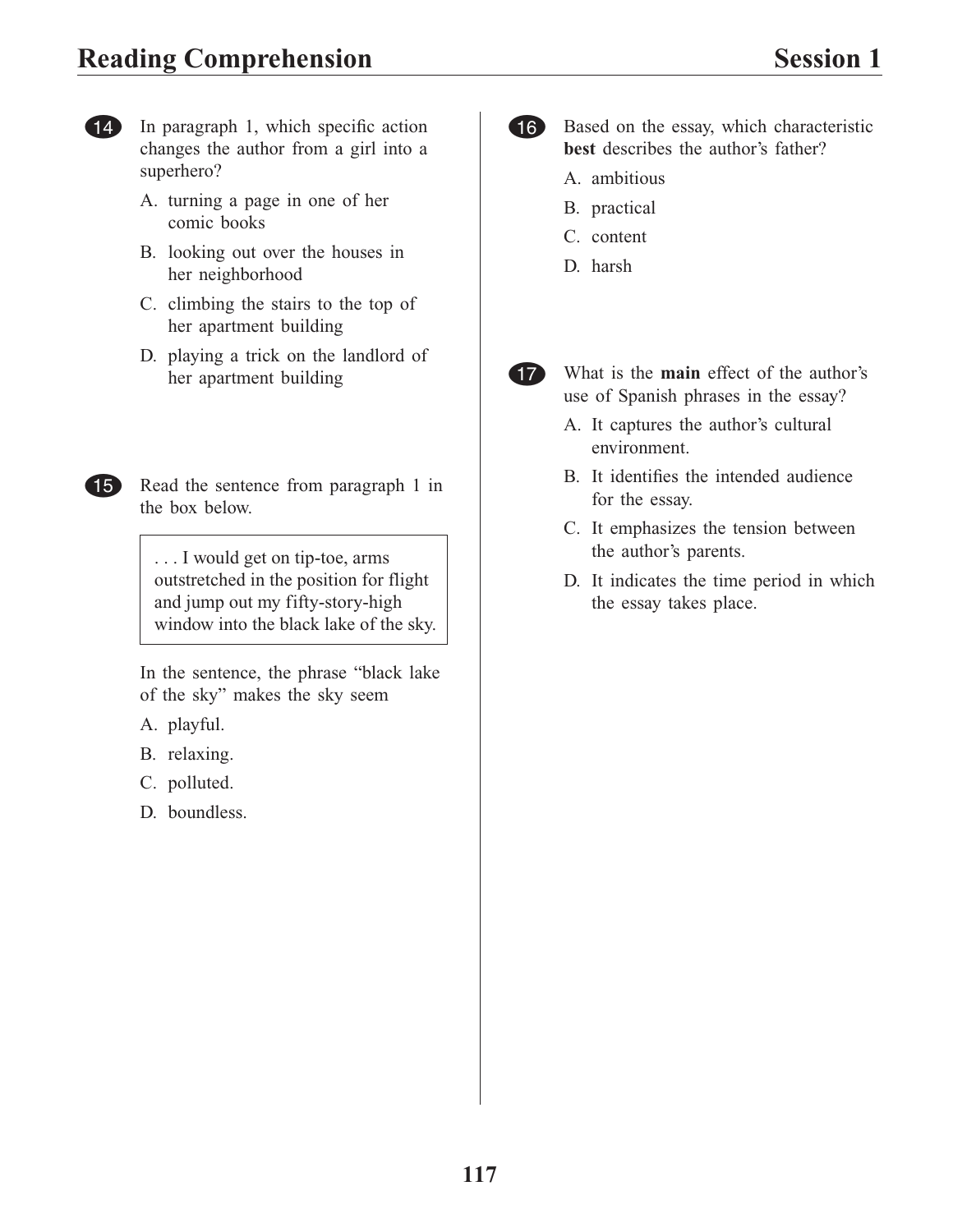**14** In paragraph 1, which specific action changes the author from a girl into a superhero?

A. turning a page in one of her comic books

B. looking out over the houses in her neighborhood

C. climbing the stairs to the top of her apartment building

D. playing a trick on the landlord of her apartment building

**15** Read the sentence from paragraph 1 in the box below.

> . . . I would get on tip-toe, arms outstretched in the position for flight and jump out my fifty-story-high window into the black lake of the sky.

In the sentence, the phrase "black lake of the sky" makes the sky seem

A. playful.

B. relaxing.

C. polluted.

D. boundless.

**16** Based on the essay, which characteristic **best** describes the author's father?

A. ambitious

B. practical

C. content

D. harsh

**17** What is the **main** effect of the author's use of Spanish phrases in the essay?

A. It captures the author's cultural environment.

B. It identifies the intended audience for the essay.

C. It emphasizes the tension between the author's parents.

D. It indicates the time period in which the essay takes place.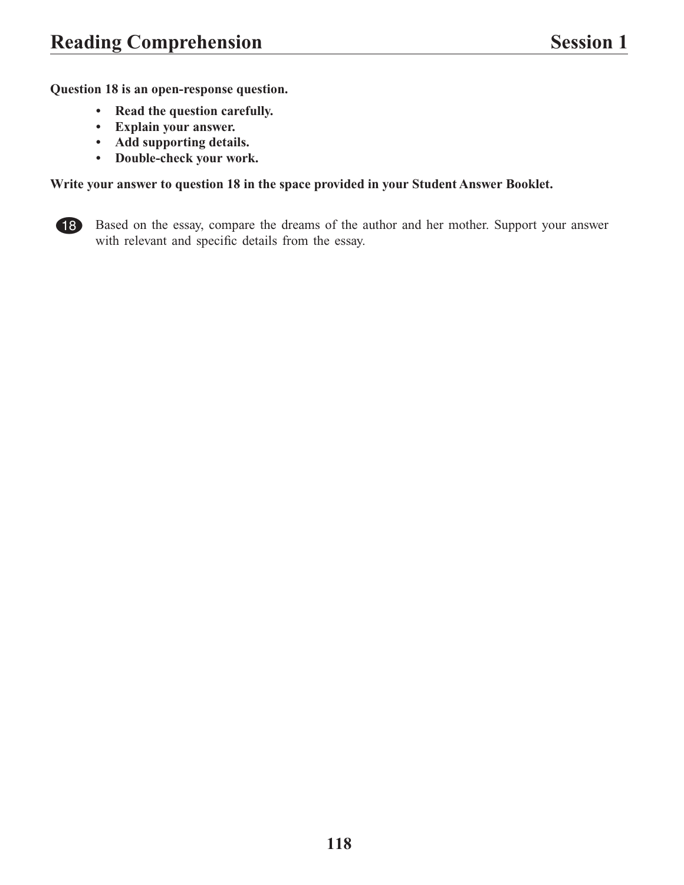**Question 18 is an open-response question.**

- **Read the question carefully.**
- **Explain your answer.**
- **Add supporting details.**
- **Double-check your work.**

**Write your answer to question 18 in the space provided in your Student Answer Booklet.**

18 Based on the essay, compare the dreams of the author and her mother. Support your answer with relevant and specific details from the essay.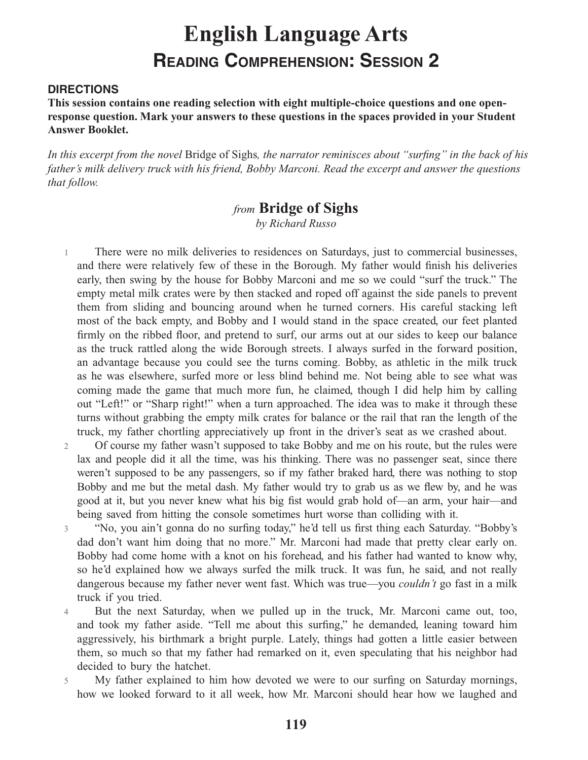# English Language Arts

## Reading Comprehension: Session 2

### DIRECTIONS

**This session contains one reading selection with eight multiple-choice questions and one open-response question. Mark your answers to these questions in the spaces provided in your Student Answer Booklet.**

*In this excerpt from the novel* Bridge of Sighs*, the narrator reminisces about "surfing" in the back of his father's milk delivery truck with his friend, Bobby Marconi. Read the excerpt and answer the questions that follow.*

### *from* Bridge of Sighs

*by Richard Russo*

1 There were no milk deliveries to residences on Saturdays, just to commercial businesses, and there were relatively few of these in the Borough. My father would finish his deliveries early, then swing by the house for Bobby Marconi and me so we could "surf the truck." The empty metal milk crates were by then stacked and roped off against the side panels to prevent them from sliding and bouncing around when he turned corners. His careful stacking left most of the back empty, and Bobby and I would stand in the space created, our feet planted firmly on the ribbed floor, and pretend to surf, our arms out at our sides to keep our balance as the truck rattled along the wide Borough streets. I always surfed in the forward position, an advantage because you could see the turns coming. Bobby, as athletic in the milk truck as he was elsewhere, surfed more or less blind behind me. Not being able to see what was coming made the game that much more fun, he claimed, though I did help him by calling out "Left!" or "Sharp right!" when a turn approached. The idea was to make it through these turns without grabbing the empty milk crates for balance or the rail that ran the length of the truck, my father chortling appreciatively up front in the driver's seat as we crashed about.

2 Of course my father wasn't supposed to take Bobby and me on his route, but the rules were lax and people did it all the time, was his thinking. There was no passenger seat, since there weren't supposed to be any passengers, so if my father braked hard, there was nothing to stop Bobby and me but the metal dash. My father would try to grab us as we flew by, and he was good at it, but you never knew what his big fist would grab hold of—an arm, your hair—and being saved from hitting the console sometimes hurt worse than colliding with it.

3 "No, you ain't gonna do no surfing today," he'd tell us first thing each Saturday. "Bobby's dad don't want him doing that no more." Mr. Marconi had made that pretty clear early on. Bobby had come home with a knot on his forehead, and his father had wanted to know why, so he'd explained how we always surfed the milk truck. It was fun, he said, and not really dangerous because my father never went fast. Which was true—you *couldn't* go fast in a milk truck if you tried.

4 But the next Saturday, when we pulled up in the truck, Mr. Marconi came out, too, and took my father aside. "Tell me about this surfing," he demanded, leaning toward him aggressively, his birthmark a bright purple. Lately, things had gotten a little easier between them, so much so that my father had remarked on it, even speculating that his neighbor had decided to bury the hatchet.

5 My father explained to him how devoted we were to our surfing on Saturday mornings, how we looked forward to it all week, how Mr. Marconi should hear how we laughed and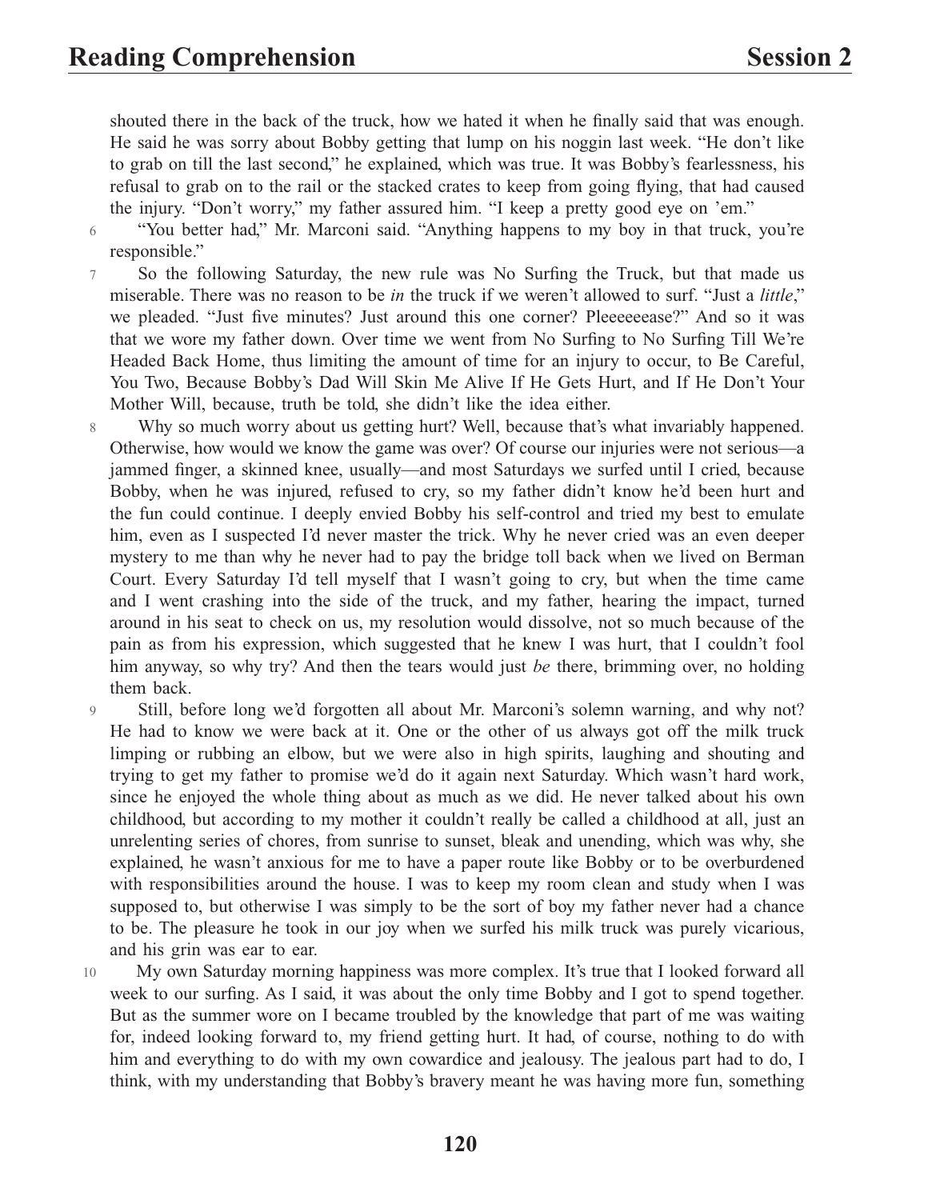shouted there in the back of the truck, how we hated it when he finally said that was enough. He said he was sorry about Bobby getting that lump on his noggin last week. "He don't like to grab on till the last second," he explained, which was true. It was Bobby's fearlessness, his refusal to grab on to the rail or the stacked crates to keep from going flying, that had caused the injury. "Don't worry," my father assured him. "I keep a pretty good eye on 'em."

6 "You better had," Mr. Marconi said. "Anything happens to my boy in that truck, you're responsible."

7 So the following Saturday, the new rule was No Surfing the Truck, but that made us miserable. There was no reason to be *in* the truck if we weren't allowed to surf. "Just a *little*," we pleaded. "Just five minutes? Just around this one corner? Pleeeeeease?" And so it was that we wore my father down. Over time we went from No Surfing to No Surfing Till We're Headed Back Home, thus limiting the amount of time for an injury to occur, to Be Careful, You Two, Because Bobby's Dad Will Skin Me Alive If He Gets Hurt, and If He Don't Your Mother Will, because, truth be told, she didn't like the idea either.

8 Why so much worry about us getting hurt? Well, because that's what invariably happened. Otherwise, how would we know the game was over? Of course our injuries were not serious—a jammed finger, a skinned knee, usually—and most Saturdays we surfed until I cried, because Bobby, when he was injured, refused to cry, so my father didn't know he'd been hurt and the fun could continue. I deeply envied Bobby his self-control and tried my best to emulate him, even as I suspected I'd never master the trick. Why he never cried was an even deeper mystery to me than why he never had to pay the bridge toll back when we lived on Berman Court. Every Saturday I'd tell myself that I wasn't going to cry, but when the time came and I went crashing into the side of the truck, and my father, hearing the impact, turned around in his seat to check on us, my resolution would dissolve, not so much because of the pain as from his expression, which suggested that he knew I was hurt, that I couldn't fool him anyway, so why try? And then the tears would just *be* there, brimming over, no holding them back.

9 Still, before long we'd forgotten all about Mr. Marconi's solemn warning, and why not? He had to know we were back at it. One or the other of us always got off the milk truck limping or rubbing an elbow, but we were also in high spirits, laughing and shouting and trying to get my father to promise we'd do it again next Saturday. Which wasn't hard work, since he enjoyed the whole thing about as much as we did. He never talked about his own childhood, but according to my mother it couldn't really be called a childhood at all, just an unrelenting series of chores, from sunrise to sunset, bleak and unending, which was why, she explained, he wasn't anxious for me to have a paper route like Bobby or to be overburdened with responsibilities around the house. I was to keep my room clean and study when I was supposed to, but otherwise I was simply to be the sort of boy my father never had a chance to be. The pleasure he took in our joy when we surfed his milk truck was purely vicarious, and his grin was ear to ear.

10 My own Saturday morning happiness was more complex. It's true that I looked forward all week to our surfing. As I said, it was about the only time Bobby and I got to spend together. But as the summer wore on I became troubled by the knowledge that part of me was waiting for, indeed looking forward to, my friend getting hurt. It had, of course, nothing to do with him and everything to do with my own cowardice and jealousy. The jealous part had to do, I think, with my understanding that Bobby's bravery meant he was having more fun, something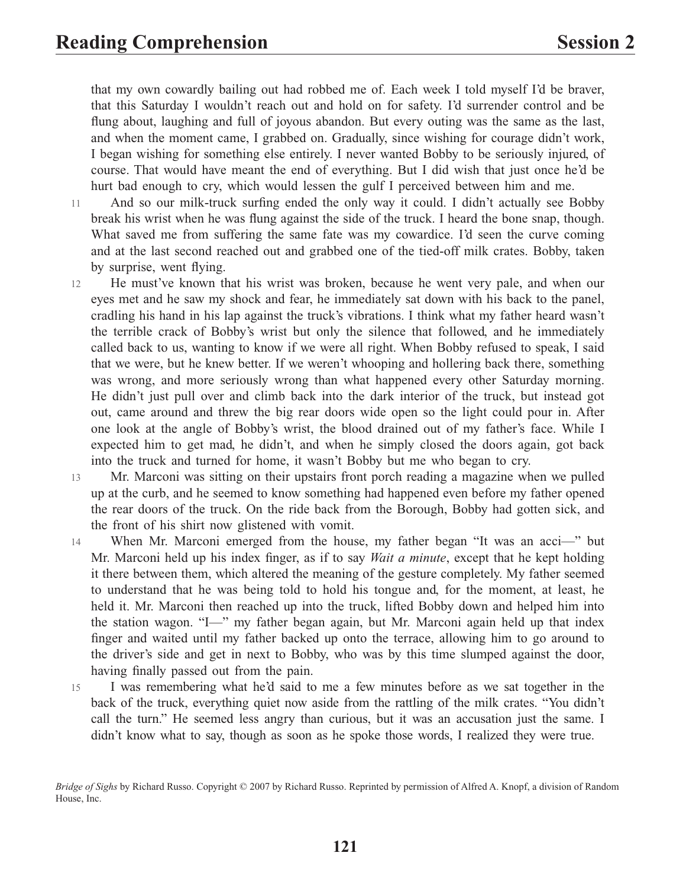that my own cowardly bailing out had robbed me of. Each week I told myself I'd be braver, that this Saturday I wouldn't reach out and hold on for safety. I'd surrender control and be flung about, laughing and full of joyous abandon. But every outing was the same as the last, and when the moment came, I grabbed on. Gradually, since wishing for courage didn't work, I began wishing for something else entirely. I never wanted Bobby to be seriously injured, of course. That would have meant the end of everything. But I did wish that just once he'd be hurt bad enough to cry, which would lessen the gulf I perceived between him and me.

11 And so our milk-truck surfing ended the only way it could. I didn't actually see Bobby break his wrist when he was flung against the side of the truck. I heard the bone snap, though. What saved me from suffering the same fate was my cowardice. I'd seen the curve coming and at the last second reached out and grabbed one of the tied-off milk crates. Bobby, taken by surprise, went flying.

12 He must've known that his wrist was broken, because he went very pale, and when our eyes met and he saw my shock and fear, he immediately sat down with his back to the panel, cradling his hand in his lap against the truck's vibrations. I think what my father heard wasn't the terrible crack of Bobby's wrist but only the silence that followed, and he immediately called back to us, wanting to know if we were all right. When Bobby refused to speak, I said that we were, but he knew better. If we weren't whooping and hollering back there, something was wrong, and more seriously wrong than what happened every other Saturday morning. He didn't just pull over and climb back into the dark interior of the truck, but instead got out, came around and threw the big rear doors wide open so the light could pour in. After one look at the angle of Bobby's wrist, the blood drained out of my father's face. While I expected him to get mad, he didn't, and when he simply closed the doors again, got back into the truck and turned for home, it wasn't Bobby but me who began to cry.

13 Mr. Marconi was sitting on their upstairs front porch reading a magazine when we pulled up at the curb, and he seemed to know something had happened even before my father opened the rear doors of the truck. On the ride back from the Borough, Bobby had gotten sick, and the front of his shirt now glistened with vomit.

14 When Mr. Marconi emerged from the house, my father began "It was an acci—" but Mr. Marconi held up his index finger, as if to say *Wait a minute*, except that he kept holding it there between them, which altered the meaning of the gesture completely. My father seemed to understand that he was being told to hold his tongue and, for the moment, at least, he held it. Mr. Marconi then reached up into the truck, lifted Bobby down and helped him into the station wagon. "I—" my father began again, but Mr. Marconi again held up that index finger and waited until my father backed up onto the terrace, allowing him to go around to the driver's side and get in next to Bobby, who was by this time slumped against the door, having finally passed out from the pain.

15 I was remembering what he'd said to me a few minutes before as we sat together in the back of the truck, everything quiet now aside from the rattling of the milk crates. "You didn't call the turn." He seemed less angry than curious, but it was an accusation just the same. I didn't know what to say, though as soon as he spoke those words, I realized they were true.

*Bridge of Sighs* by Richard Russo. Copyright © 2007 by Richard Russo. Reprinted by permission of Alfred A. Knopf, a division of Random House, Inc.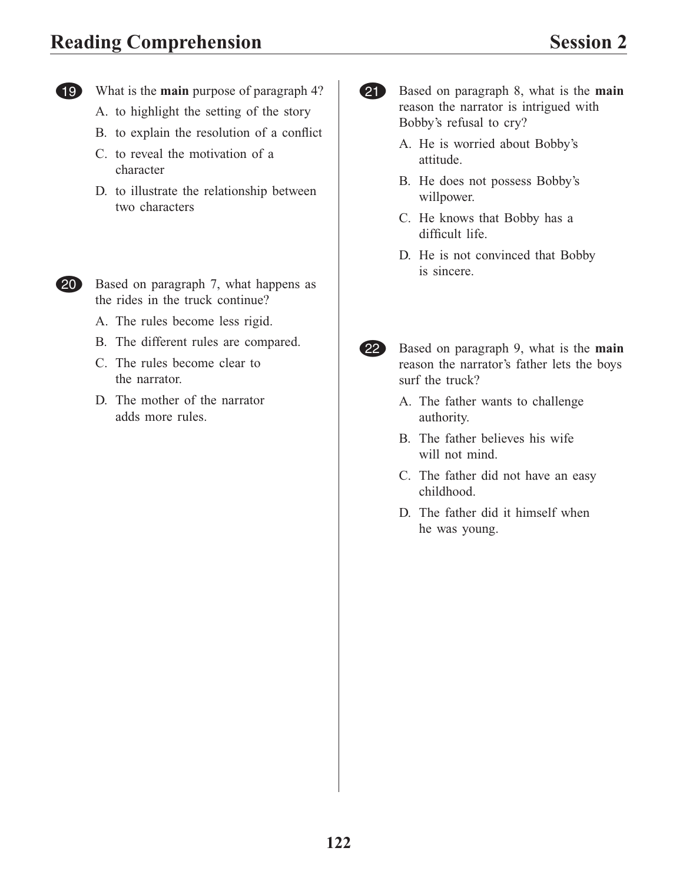19. What is the **main** purpose of paragraph 4?

   A. to highlight the setting of the story
   B. to explain the resolution of a conflict
   C. to reveal the motivation of a character
   D. to illustrate the relationship between two characters

20. Based on paragraph 7, what happens as the rides in the truck continue?

   A. The rules become less rigid.
   B. The different rules are compared.
   C. The rules become clear to the narrator.
   D. The mother of the narrator adds more rules.

21. Based on paragraph 8, what is the **main** reason the narrator is intrigued with Bobby's refusal to cry?

   A. He is worried about Bobby's attitude.
   B. He does not possess Bobby's willpower.
   C. He knows that Bobby has a difficult life.
   D. He is not convinced that Bobby is sincere.

22. Based on paragraph 9, what is the **main** reason the narrator's father lets the boys surf the truck?

   A. The father wants to challenge authority.
   B. The father believes his wife will not mind.
   C. The father did not have an easy childhood.
   D. The father did it himself when he was young.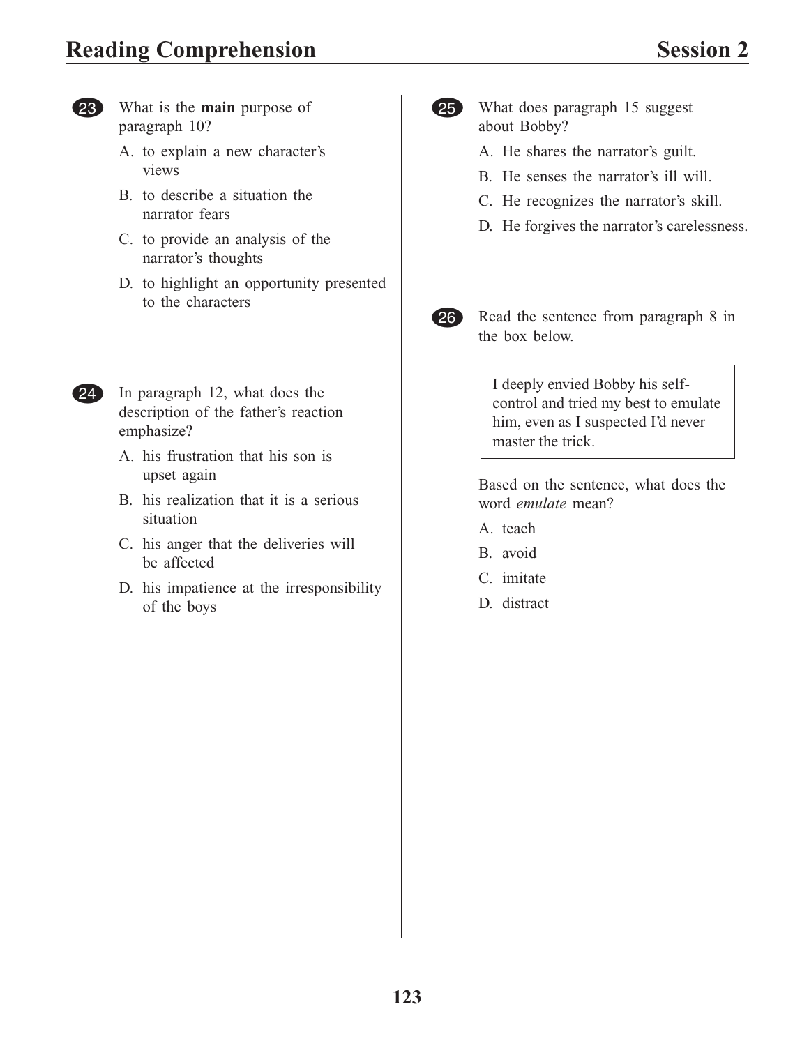**23** What is the **main** purpose of paragraph 10?

A. to explain a new character's views

B. to describe a situation the narrator fears

C. to provide an analysis of the narrator's thoughts

D. to highlight an opportunity presented to the characters

**24** In paragraph 12, what does the description of the father's reaction emphasize?

A. his frustration that his son is upset again

B. his realization that it is a serious situation

C. his anger that the deliveries will be affected

D. his impatience at the irresponsibility of the boys

**25** What does paragraph 15 suggest about Bobby?

A. He shares the narrator's guilt.

B. He senses the narrator's ill will.

C. He recognizes the narrator's skill.

D. He forgives the narrator's carelessness.

**26** Read the sentence from paragraph 8 in the box below.

> I deeply envied Bobby his self-control and tried my best to emulate him, even as I suspected I'd never master the trick.

Based on the sentence, what does the word *emulate* mean?

A. teach

B. avoid

C. imitate

D. distract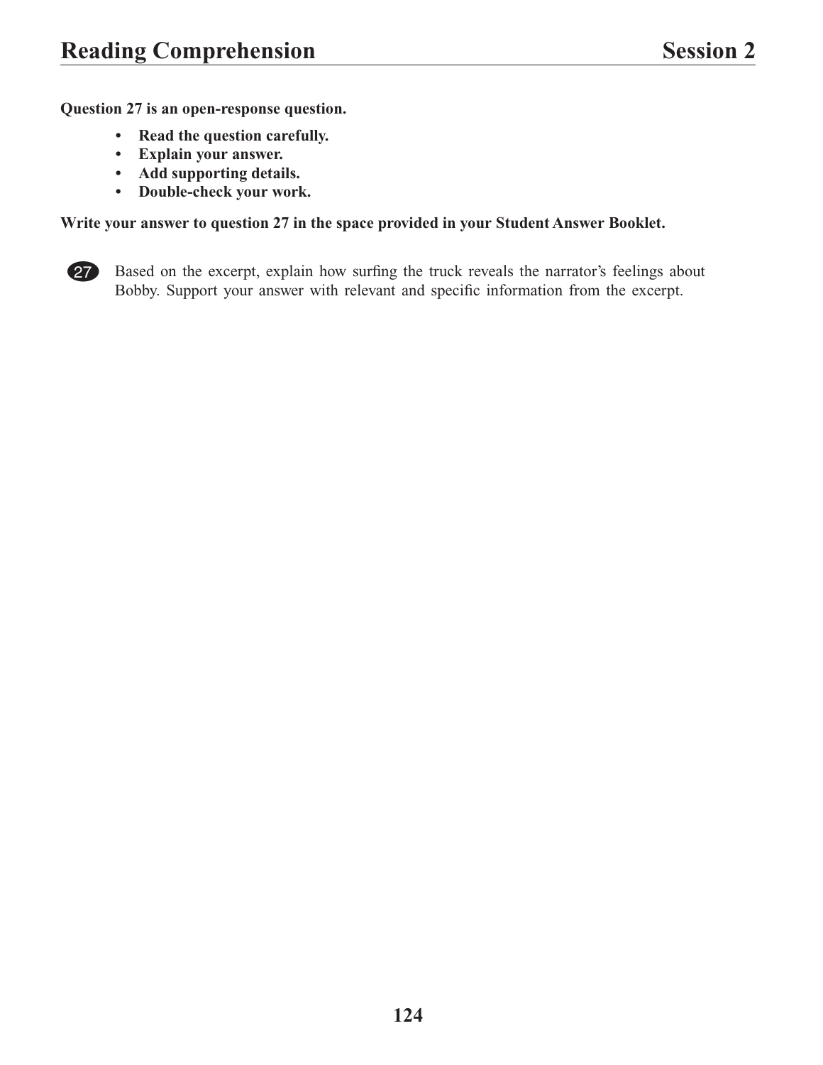**Question 27 is an open-response question.**

- **Read the question carefully.**
- **Explain your answer.**
- **Add supporting details.**
- **Double-check your work.**

**Write your answer to question 27 in the space provided in your Student Answer Booklet.**

27. Based on the excerpt, explain how surfing the truck reveals the narrator's feelings about Bobby. Support your answer with relevant and specific information from the excerpt.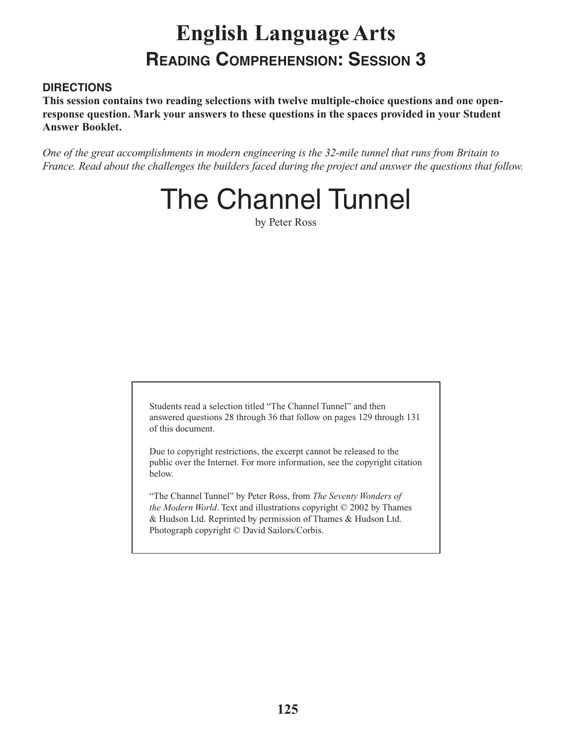# English Language Arts

## Reading Comprehension: Session 3

**DIRECTIONS**

**This session contains two reading selections with twelve multiple-choice questions and one open-response question. Mark your answers to these questions in the spaces provided in your Student Answer Booklet.**

*One of the great accomplishments in modern engineering is the 32-mile tunnel that runs from Britain to France. Read about the challenges the builders faced during the project and answer the questions that follow.*

# The Channel Tunnel

by Peter Ross

Students read a selection titled "The Channel Tunnel" and then answered questions 28 through 36 that follow on pages 129 through 131 of this document.

Due to copyright restrictions, the excerpt cannot be released to the public over the Internet. For more information, see the copyright citation below.

"The Channel Tunnel" by Peter Ross, from *The Seventy Wonders of the Modern World*. Text and illustrations copyright © 2002 by Thames & Hudson Ltd. Reprinted by permission of Thames & Hudson Ltd. Photograph copyright © David Sailors/Corbis.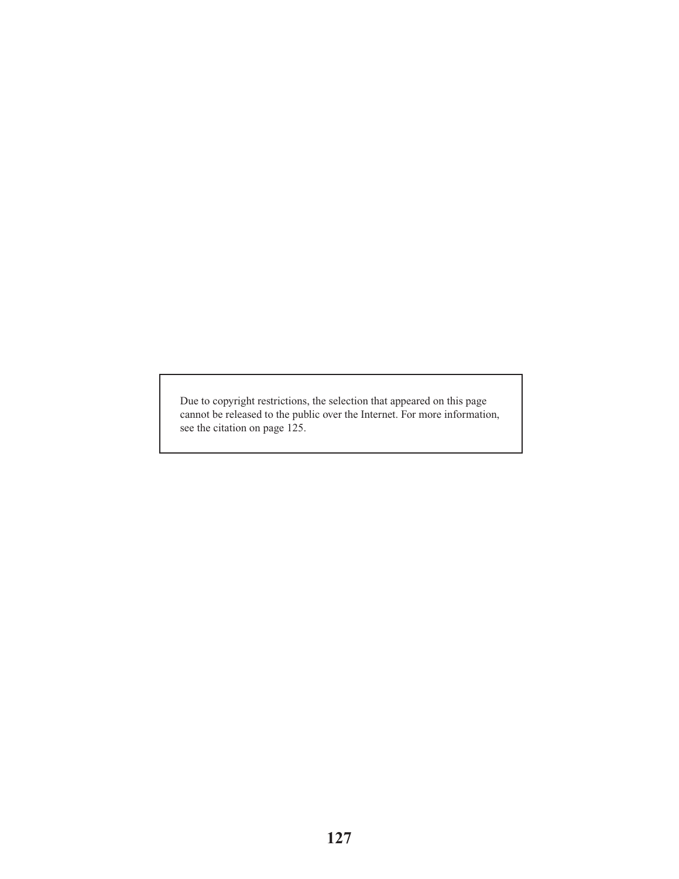Due to copyright restrictions, the selection that appeared on this page cannot be released to the public over the Internet. For more information, see the citation on page 125.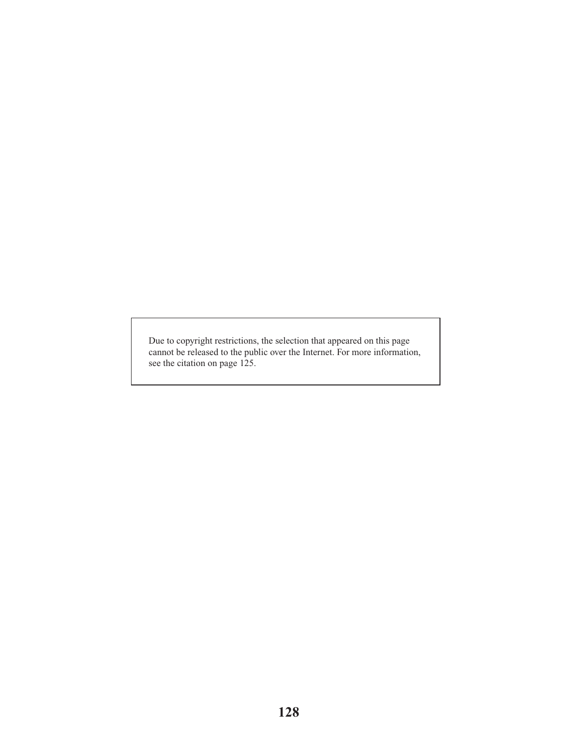Due to copyright restrictions, the selection that appeared on this page cannot be released to the public over the Internet. For more information, see the citation on page 125.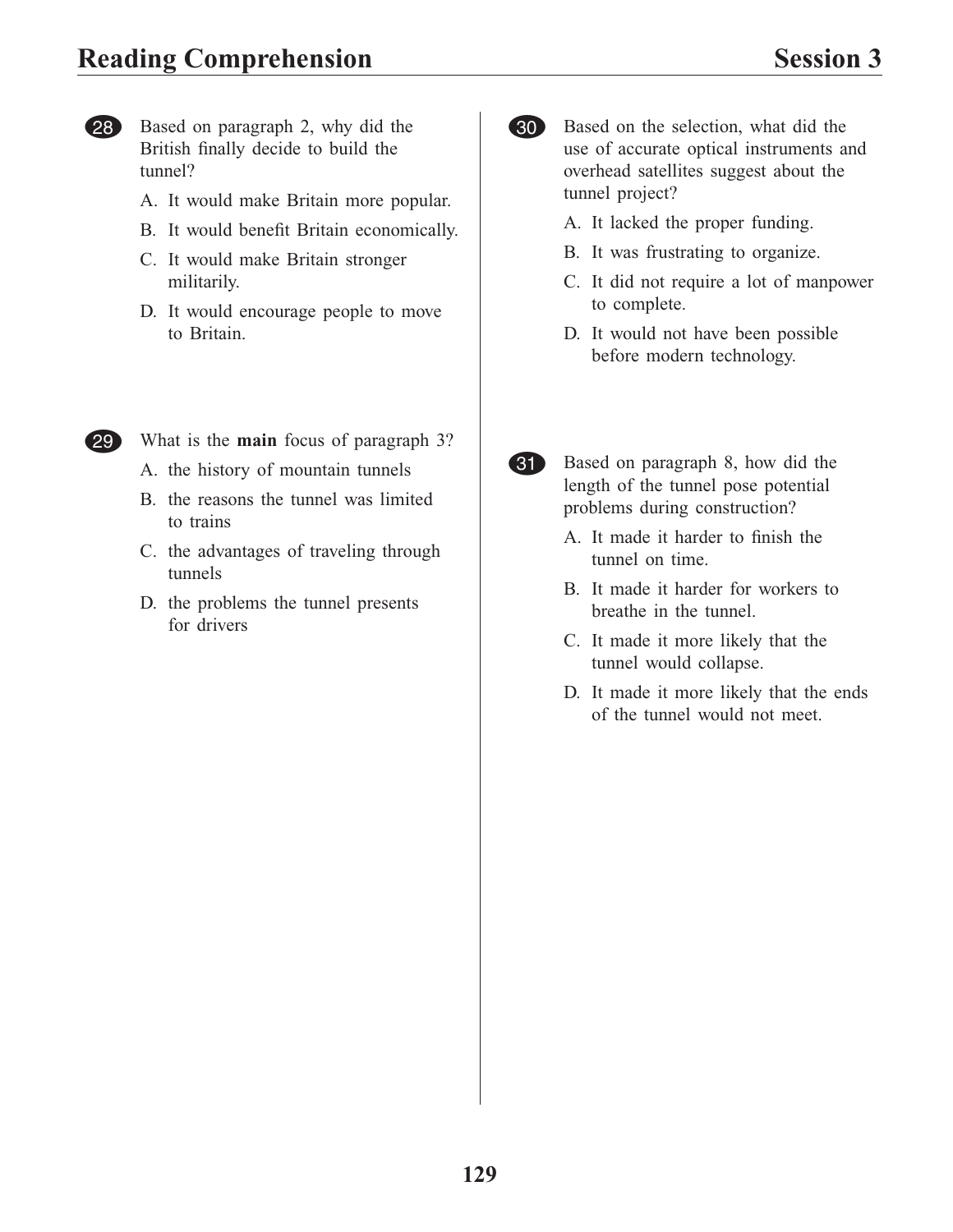28. Based on paragraph 2, why did the British finally decide to build the tunnel?

    A. It would make Britain more popular.

    B. It would benefit Britain economically.

    C. It would make Britain stronger militarily.

    D. It would encourage people to move to Britain.

29. What is the **main** focus of paragraph 3?

    A. the history of mountain tunnels

    B. the reasons the tunnel was limited to trains

    C. the advantages of traveling through tunnels

    D. the problems the tunnel presents for drivers

30. Based on the selection, what did the use of accurate optical instruments and overhead satellites suggest about the tunnel project?

    A. It lacked the proper funding.

    B. It was frustrating to organize.

    C. It did not require a lot of manpower to complete.

    D. It would not have been possible before modern technology.

31. Based on paragraph 8, how did the length of the tunnel pose potential problems during construction?

    A. It made it harder to finish the tunnel on time.

    B. It made it harder for workers to breathe in the tunnel.

    C. It made it more likely that the tunnel would collapse.

    D. It made it more likely that the ends of the tunnel would not meet.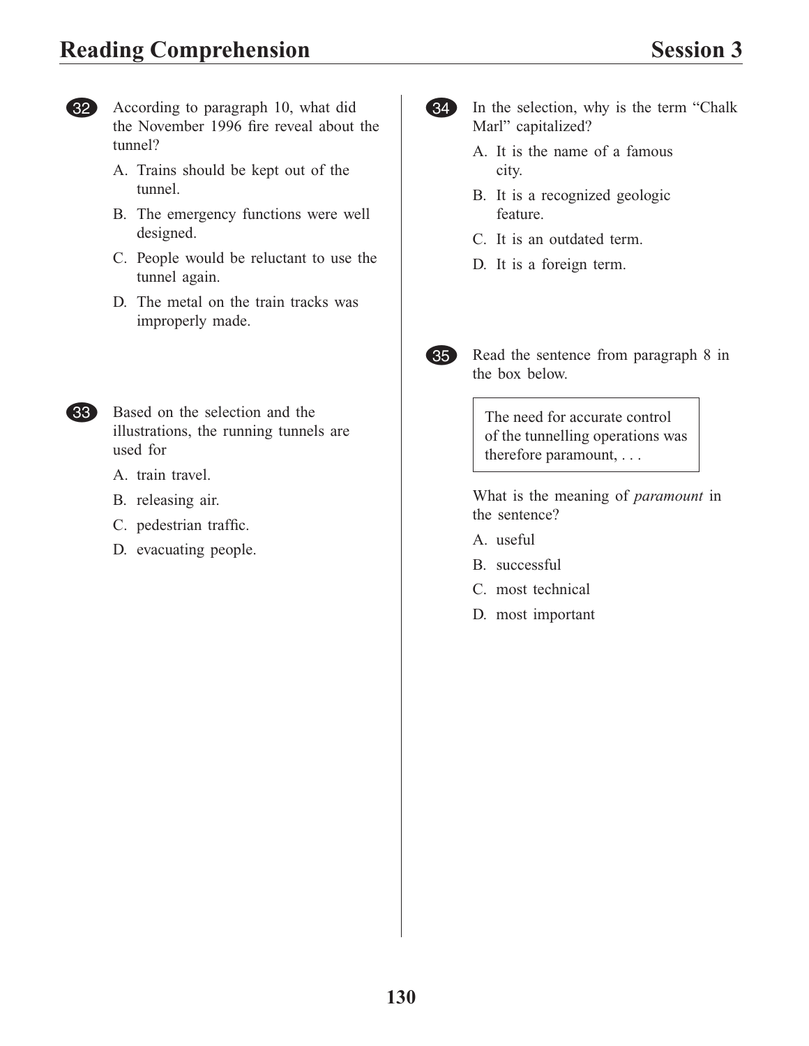**32** According to paragraph 10, what did the November 1996 fire reveal about the tunnel?

A. Trains should be kept out of the tunnel.

B. The emergency functions were well designed.

C. People would be reluctant to use the tunnel again.

D. The metal on the train tracks was improperly made.

**33** Based on the selection and the illustrations, the running tunnels are used for

A. train travel.

B. releasing air.

C. pedestrian traffic.

D. evacuating people.

**34** In the selection, why is the term "Chalk Marl" capitalized?

A. It is the name of a famous city.

B. It is a recognized geologic feature.

C. It is an outdated term.

D. It is a foreign term.

**35** Read the sentence from paragraph 8 in the box below.

> The need for accurate control of the tunnelling operations was therefore paramount, . . .

What is the meaning of *paramount* in the sentence?

A. useful

B. successful

C. most technical

D. most important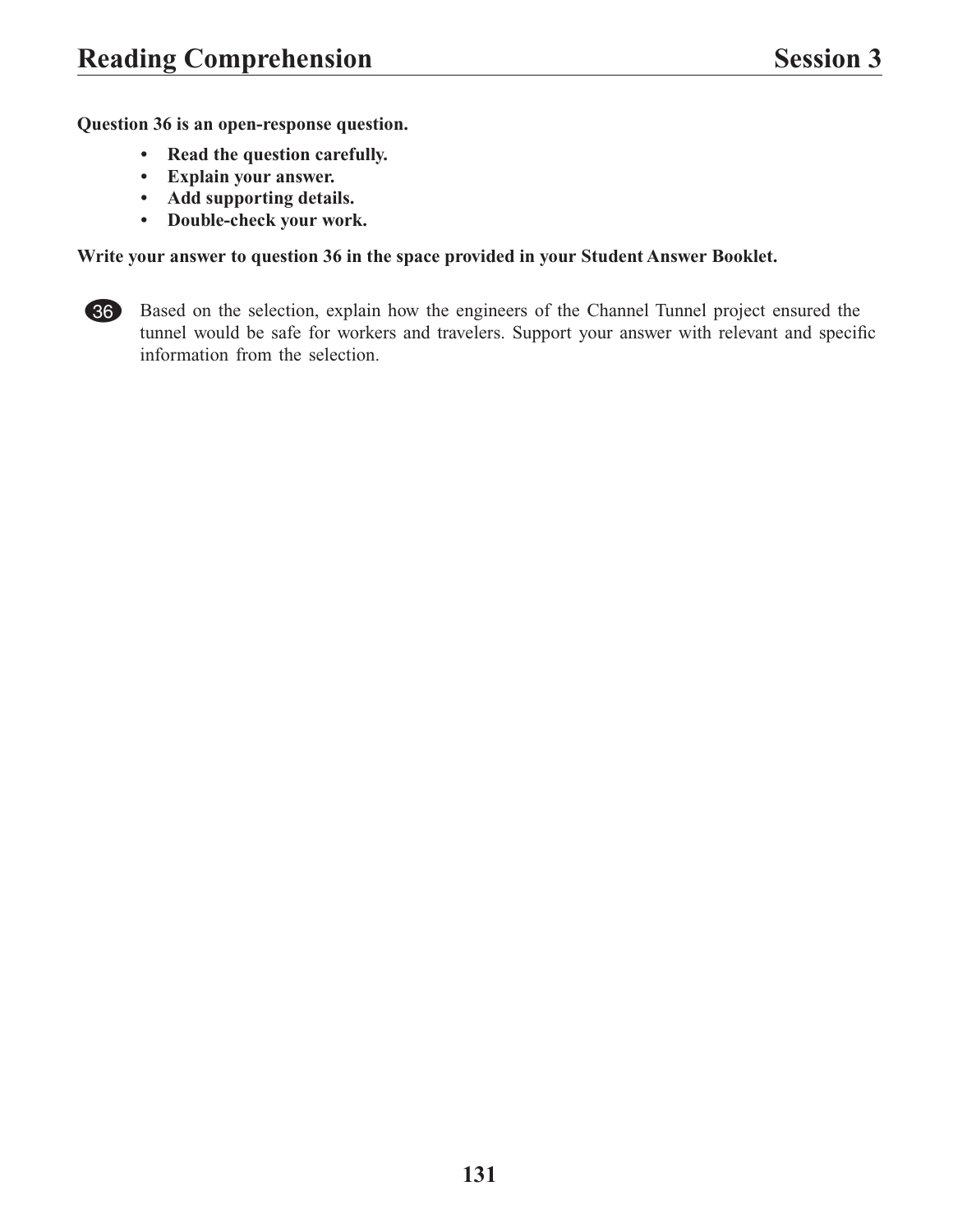**Question 36 is an open-response question.**

- **Read the question carefully.**
- **Explain your answer.**
- **Add supporting details.**
- **Double-check your work.**

**Write your answer to question 36 in the space provided in your Student Answer Booklet.**

36. Based on the selection, explain how the engineers of the Channel Tunnel project ensured the tunnel would be safe for workers and travelers. Support your answer with relevant and specific information from the selection.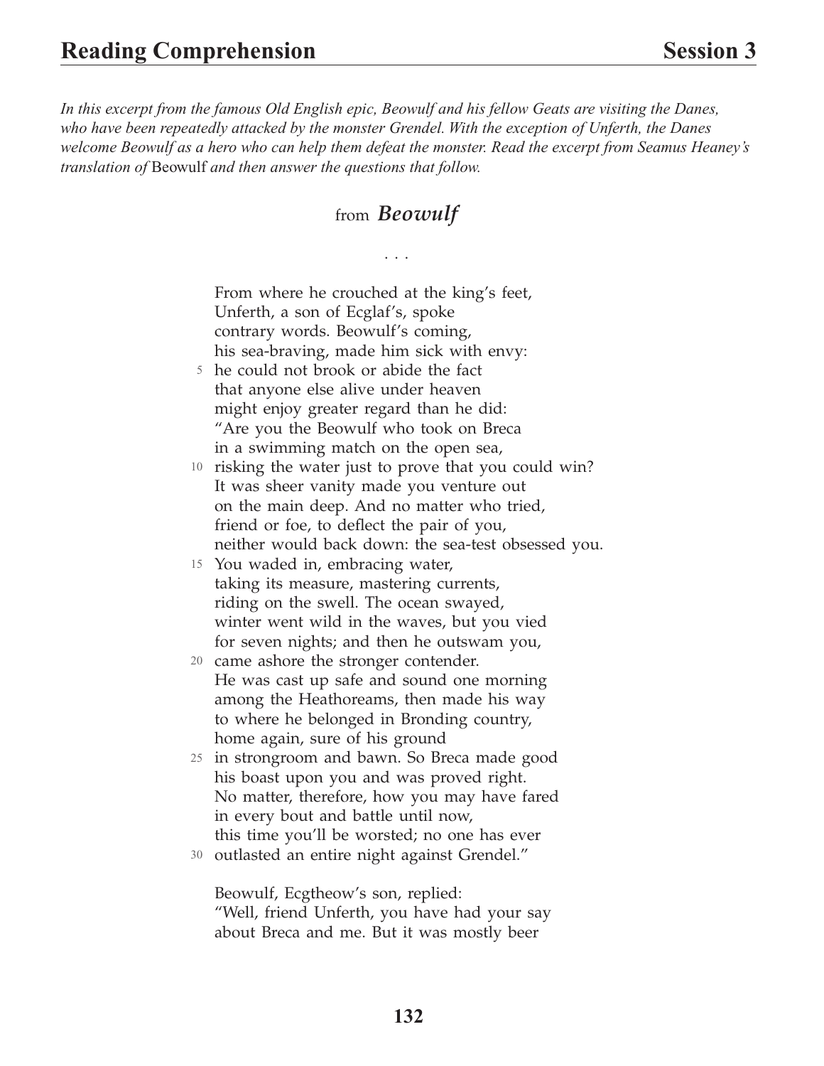*In this excerpt from the famous Old English epic, Beowulf and his fellow Geats are visiting the Danes, who have been repeatedly attacked by the monster Grendel. With the exception of Unferth, the Danes welcome Beowulf as a hero who can help them defeat the monster. Read the excerpt from Seamus Heaney's translation of* Beowulf *and then answer the questions that follow.*

## from *Beowulf*

. . .

From where he crouched at the king's feet,
Unferth, a son of Ecglaf's, spoke
contrary words. Beowulf's coming,
his sea-braving, made him sick with envy:
5 he could not brook or abide the fact
that anyone else alive under heaven
might enjoy greater regard than he did:
"Are you the Beowulf who took on Breca
in a swimming match on the open sea,
10 risking the water just to prove that you could win?
It was sheer vanity made you venture out
on the main deep. And no matter who tried,
friend or foe, to deflect the pair of you,
neither would back down: the sea-test obsessed you.
15 You waded in, embracing water,
taking its measure, mastering currents,
riding on the swell. The ocean swayed,
winter went wild in the waves, but you vied
for seven nights; and then he outswam you,
20 came ashore the stronger contender.
He was cast up safe and sound one morning
among the Heathoreams, then made his way
to where he belonged in Bronding country,
home again, sure of his ground
25 in strongroom and bawn. So Breca made good
his boast upon you and was proved right.
No matter, therefore, how you may have fared
in every bout and battle until now,
this time you'll be worsted; no one has ever
30 outlasted an entire night against Grendel."

Beowulf, Ecgtheow's son, replied:
"Well, friend Unferth, you have had your say
about Breca and me. But it was mostly beer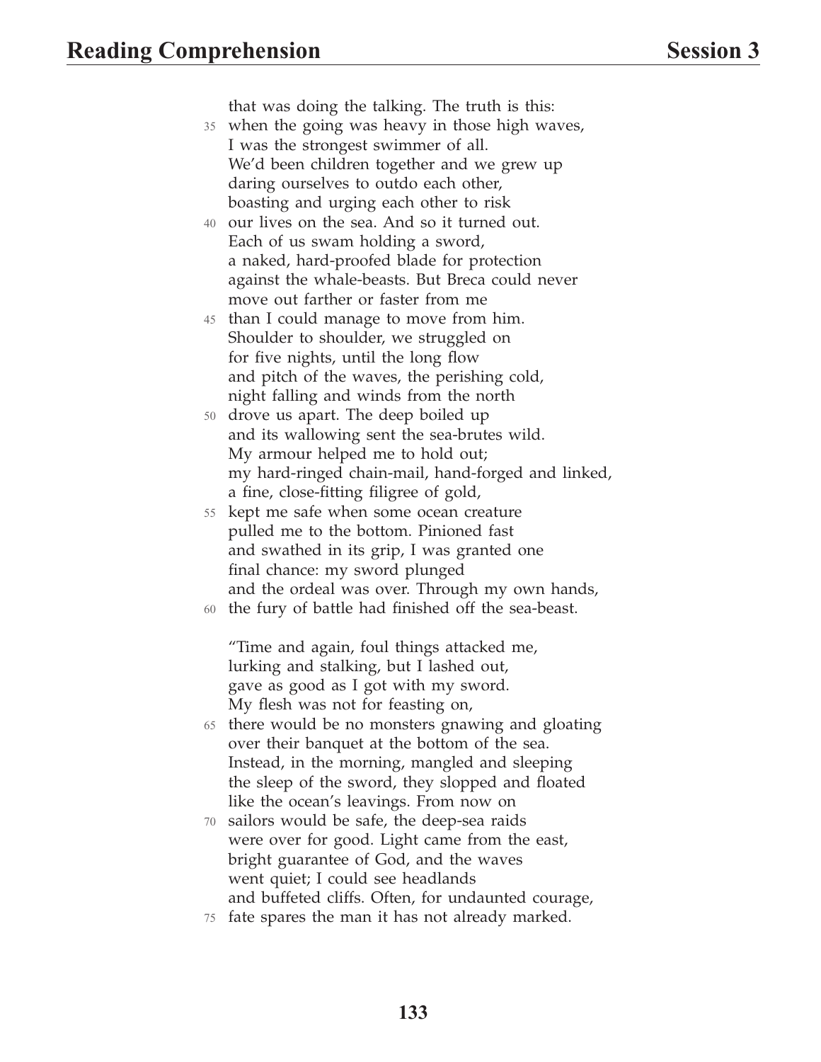that was doing the talking. The truth is this:
35 when the going was heavy in those high waves,
I was the strongest swimmer of all.
We'd been children together and we grew up
daring ourselves to outdo each other,
boasting and urging each other to risk
40 our lives on the sea. And so it turned out.
Each of us swam holding a sword,
a naked, hard-proofed blade for protection
against the whale-beasts. But Breca could never
move out farther or faster from me
45 than I could manage to move from him.
Shoulder to shoulder, we struggled on
for five nights, until the long flow
and pitch of the waves, the perishing cold,
night falling and winds from the north
50 drove us apart. The deep boiled up
and its wallowing sent the sea-brutes wild.
My armour helped me to hold out;
my hard-ringed chain-mail, hand-forged and linked,
a fine, close-fitting filigree of gold,
55 kept me safe when some ocean creature
pulled me to the bottom. Pinioned fast
and swathed in its grip, I was granted one
final chance: my sword plunged
and the ordeal was over. Through my own hands,
60 the fury of battle had finished off the sea-beast.

"Time and again, foul things attacked me,
lurking and stalking, but I lashed out,
gave as good as I got with my sword.
My flesh was not for feasting on,
65 there would be no monsters gnawing and gloating
over their banquet at the bottom of the sea.
Instead, in the morning, mangled and sleeping
the sleep of the sword, they slopped and floated
like the ocean's leavings. From now on
70 sailors would be safe, the deep-sea raids
were over for good. Light came from the east,
bright guarantee of God, and the waves
went quiet; I could see headlands
and buffeted cliffs. Often, for undaunted courage,
75 fate spares the man it has not already marked.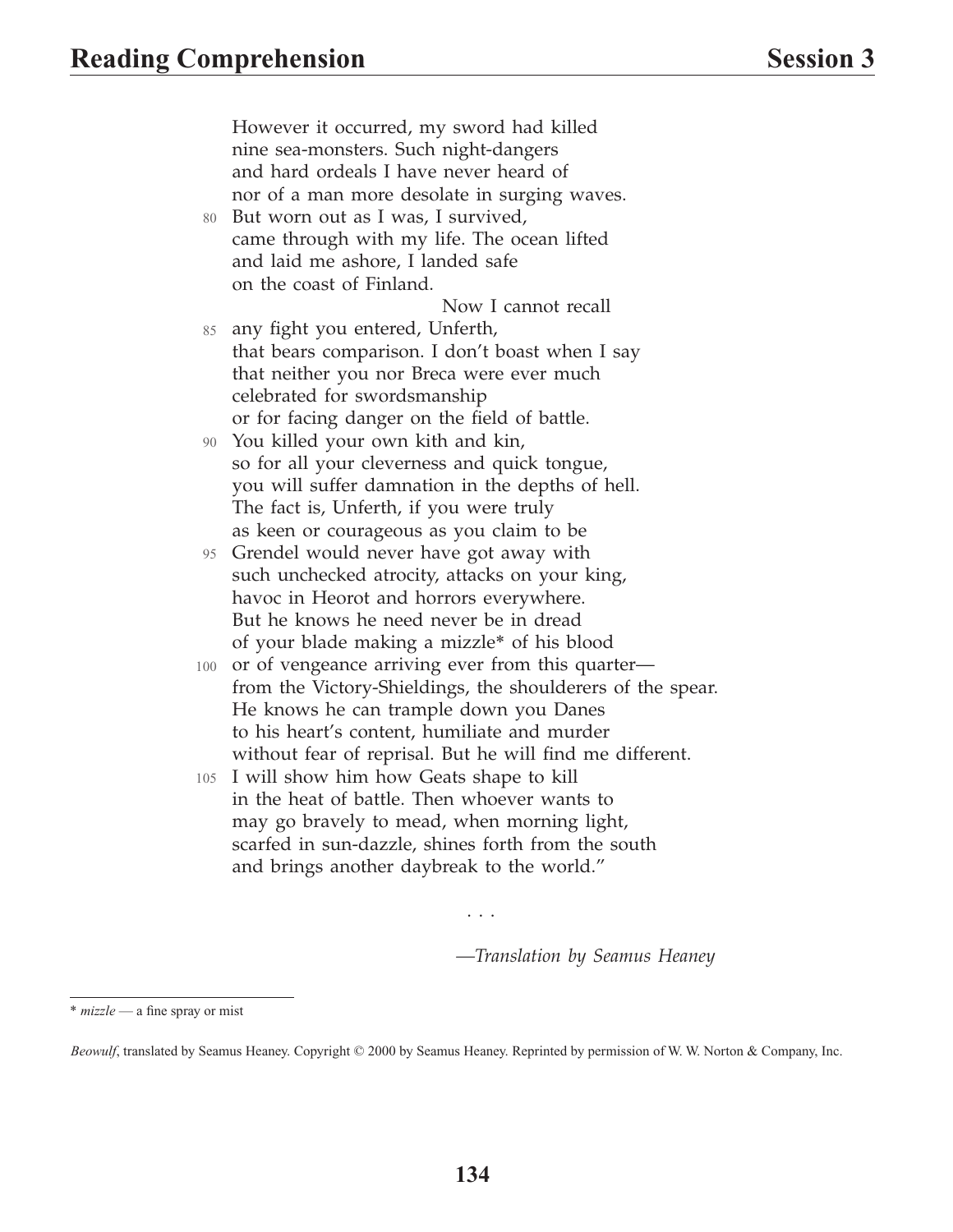However it occurred, my sword had killed
nine sea-monsters. Such night-dangers
and hard ordeals I have never heard of
nor of a man more desolate in surging waves.
80 But worn out as I was, I survived,
came through with my life. The ocean lifted
and laid me ashore, I landed safe
on the coast of Finland.
Now I cannot recall
85 any fight you entered, Unferth,
that bears comparison. I don't boast when I say
that neither you nor Breca were ever much
celebrated for swordsmanship
or for facing danger on the field of battle.
90 You killed your own kith and kin,
so for all your cleverness and quick tongue,
you will suffer damnation in the depths of hell.
The fact is, Unferth, if you were truly
as keen or courageous as you claim to be
95 Grendel would never have got away with
such unchecked atrocity, attacks on your king,
havoc in Heorot and horrors everywhere.
But he knows he need never be in dread
of your blade making a mizzle* of his blood
100 or of vengeance arriving ever from this quarter—
from the Victory-Shieldings, the shoulderers of the spear.
He knows he can trample down you Danes
to his heart's content, humiliate and murder
without fear of reprisal. But he will find me different.
105 I will show him how Geats shape to kill
in the heat of battle. Then whoever wants to
may go bravely to mead, when morning light,
scarfed in sun-dazzle, shines forth from the south
and brings another daybreak to the world."

. . .

*—Translation by Seamus Heaney*

---

\* *mizzle* — a fine spray or mist

*Beowulf*, translated by Seamus Heaney. Copyright © 2000 by Seamus Heaney. Reprinted by permission of W. W. Norton & Company, Inc.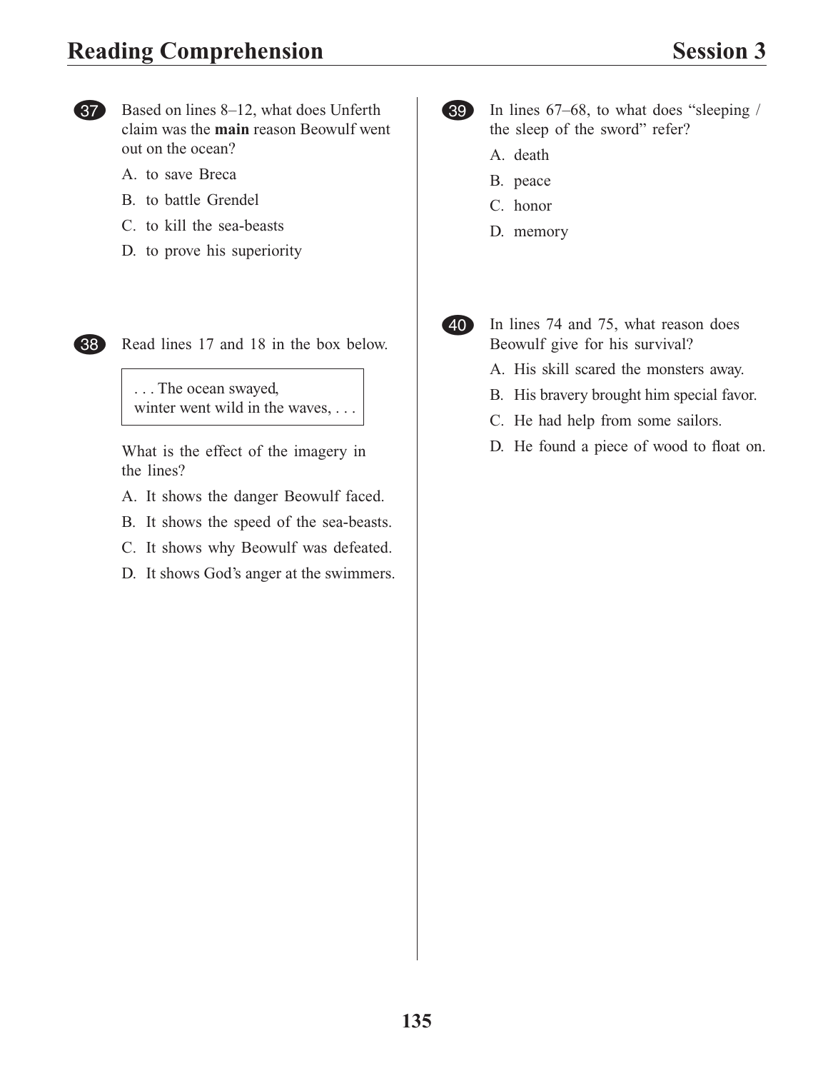**37** Based on lines 8–12, what does Unferth claim was the **main** reason Beowulf went out on the ocean?

A. to save Breca
B. to battle Grendel
C. to kill the sea-beasts
D. to prove his superiority

**38** Read lines 17 and 18 in the box below.

> . . . The ocean swayed,
> winter went wild in the waves, . . .

What is the effect of the imagery in the lines?

A. It shows the danger Beowulf faced.
B. It shows the speed of the sea-beasts.
C. It shows why Beowulf was defeated.
D. It shows God's anger at the swimmers.

**39** In lines 67–68, to what does "sleeping / the sleep of the sword" refer?

A. death
B. peace
C. honor
D. memory

**40** In lines 74 and 75, what reason does Beowulf give for his survival?

A. His skill scared the monsters away.
B. His bravery brought him special favor.
C. He had help from some sailors.
D. He found a piece of wood to float on.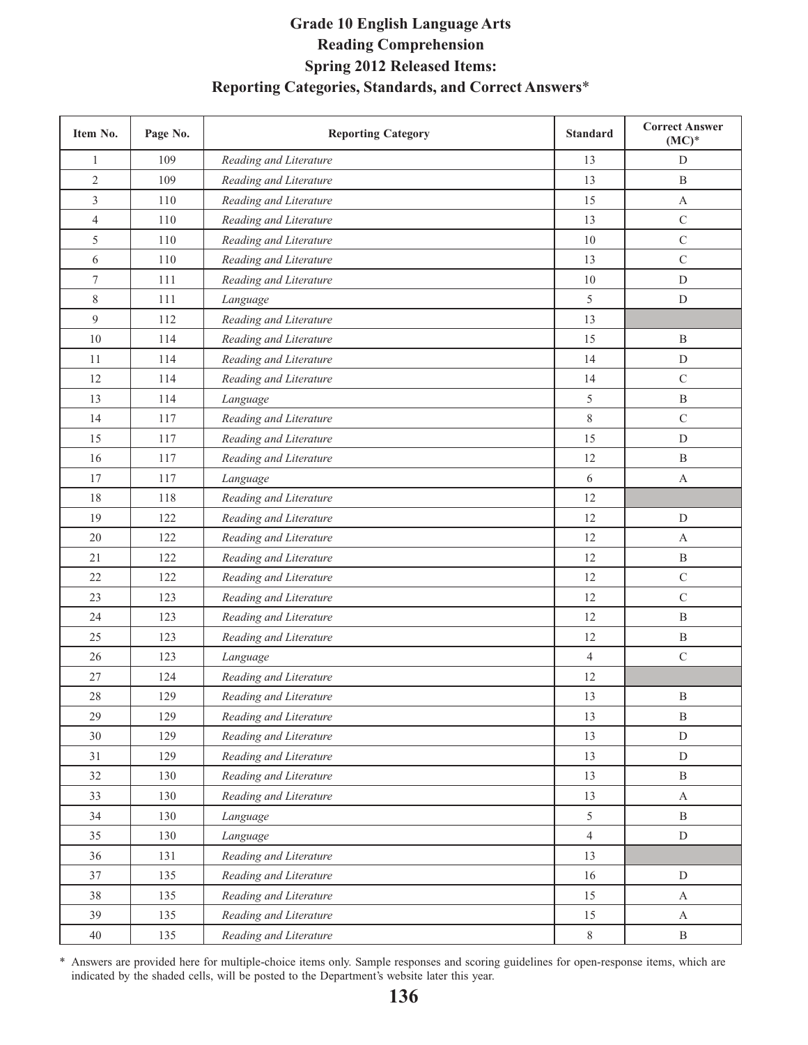# Grade 10 English Language Arts
## Reading Comprehension
## Spring 2012 Released Items:
## Reporting Categories, Standards, and Correct Answers*

| Item No. | Page No. | Reporting Category | Standard | Correct Answer (MC)* |
|---|---|---|---|---|
| 1 | 109 | *Reading and Literature* | 13 | D |
| 2 | 109 | *Reading and Literature* | 13 | B |
| 3 | 110 | *Reading and Literature* | 15 | A |
| 4 | 110 | *Reading and Literature* | 13 | C |
| 5 | 110 | *Reading and Literature* | 10 | C |
| 6 | 110 | *Reading and Literature* | 13 | C |
| 7 | 111 | *Reading and Literature* | 10 | D |
| 8 | 111 | *Language* | 5 | D |
| 9 | 112 | *Reading and Literature* | 13 | |
| 10 | 114 | *Reading and Literature* | 15 | B |
| 11 | 114 | *Reading and Literature* | 14 | D |
| 12 | 114 | *Reading and Literature* | 14 | C |
| 13 | 114 | *Language* | 5 | B |
| 14 | 117 | *Reading and Literature* | 8 | C |
| 15 | 117 | *Reading and Literature* | 15 | D |
| 16 | 117 | *Reading and Literature* | 12 | B |
| 17 | 117 | *Language* | 6 | A |
| 18 | 118 | *Reading and Literature* | 12 | |
| 19 | 122 | *Reading and Literature* | 12 | D |
| 20 | 122 | *Reading and Literature* | 12 | A |
| 21 | 122 | *Reading and Literature* | 12 | B |
| 22 | 122 | *Reading and Literature* | 12 | C |
| 23 | 123 | *Reading and Literature* | 12 | C |
| 24 | 123 | *Reading and Literature* | 12 | B |
| 25 | 123 | *Reading and Literature* | 12 | B |
| 26 | 123 | *Language* | 4 | C |
| 27 | 124 | *Reading and Literature* | 12 | |
| 28 | 129 | *Reading and Literature* | 13 | B |
| 29 | 129 | *Reading and Literature* | 13 | B |
| 30 | 129 | *Reading and Literature* | 13 | D |
| 31 | 129 | *Reading and Literature* | 13 | D |
| 32 | 130 | *Reading and Literature* | 13 | B |
| 33 | 130 | *Reading and Literature* | 13 | A |
| 34 | 130 | *Language* | 5 | B |
| 35 | 130 | *Language* | 4 | D |
| 36 | 131 | *Reading and Literature* | 13 | |
| 37 | 135 | *Reading and Literature* | 16 | D |
| 38 | 135 | *Reading and Literature* | 15 | A |
| 39 | 135 | *Reading and Literature* | 15 | A |
| 40 | 135 | *Reading and Literature* | 8 | B |

\* Answers are provided here for multiple-choice items only. Sample responses and scoring guidelines for open-response items, which are indicated by the shaded cells, will be posted to the Department's website later this year.